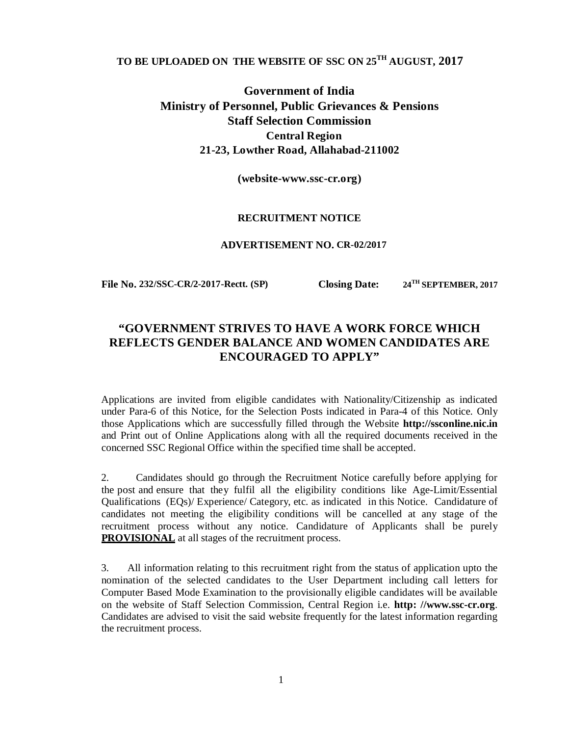**TO BE UPLOADED ON THE WEBSITE OF SSC ON 25TH AUGUST, 2017**

# Government of India
## Ministry of Personnel, Public Grievances & Pensions
## Staff Selection Commission
### Central Region
### 21-23, Lowther Road, Allahabad-211002

**(website-www.ssc-cr.org)**

**RECRUITMENT NOTICE**

**ADVERTISEMENT NO. CR-02/2017**

**File No. 232/SSC-CR/2-2017-Rectt. (SP)** **Closing Date: 24TH SEPTEMBER, 2017**

## "GOVERNMENT STRIVES TO HAVE A WORK FORCE WHICH REFLECTS GENDER BALANCE AND WOMEN CANDIDATES ARE ENCOURAGED TO APPLY"

Applications are invited from eligible candidates with Nationality/Citizenship as indicated under Para-6 of this Notice, for the Selection Posts indicated in Para-4 of this Notice. Only those Applications which are successfully filled through the Website **http://ssconline.nic.in** and Print out of Online Applications along with all the required documents received in the concerned SSC Regional Office within the specified time shall be accepted.

2. Candidates should go through the Recruitment Notice carefully before applying for the post and ensure that they fulfil all the eligibility conditions like Age-Limit/Essential Qualifications (EQs)/ Experience/ Category, etc. as indicated in this Notice. Candidature of candidates not meeting the eligibility conditions will be cancelled at any stage of the recruitment process without any notice. Candidature of Applicants shall be purely **PROVISIONAL** at all stages of the recruitment process.

3. All information relating to this recruitment right from the status of application upto the nomination of the selected candidates to the User Department including call letters for Computer Based Mode Examination to the provisionally eligible candidates will be available on the website of Staff Selection Commission, Central Region i.e. **http: //www.ssc-cr.org**. Candidates are advised to visit the said website frequently for the latest information regarding the recruitment process.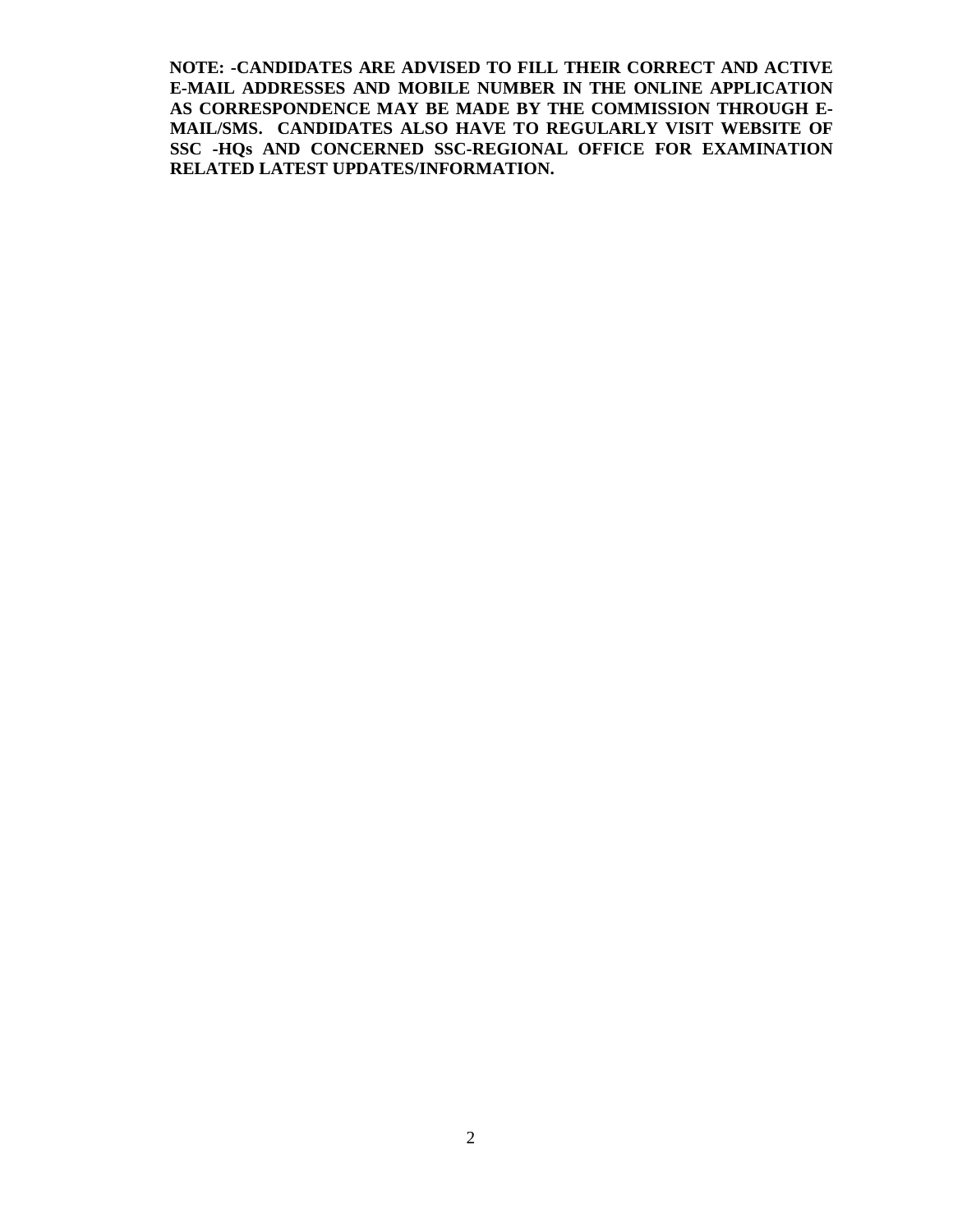**NOTE: -CANDIDATES ARE ADVISED TO FILL THEIR CORRECT AND ACTIVE E-MAIL ADDRESSES AND MOBILE NUMBER IN THE ONLINE APPLICATION AS CORRESPONDENCE MAY BE MADE BY THE COMMISSION THROUGH E-MAIL/SMS. CANDIDATES ALSO HAVE TO REGULARLY VISIT WEBSITE OF SSC -HQs AND CONCERNED SSC-REGIONAL OFFICE FOR EXAMINATION RELATED LATEST UPDATES/INFORMATION.**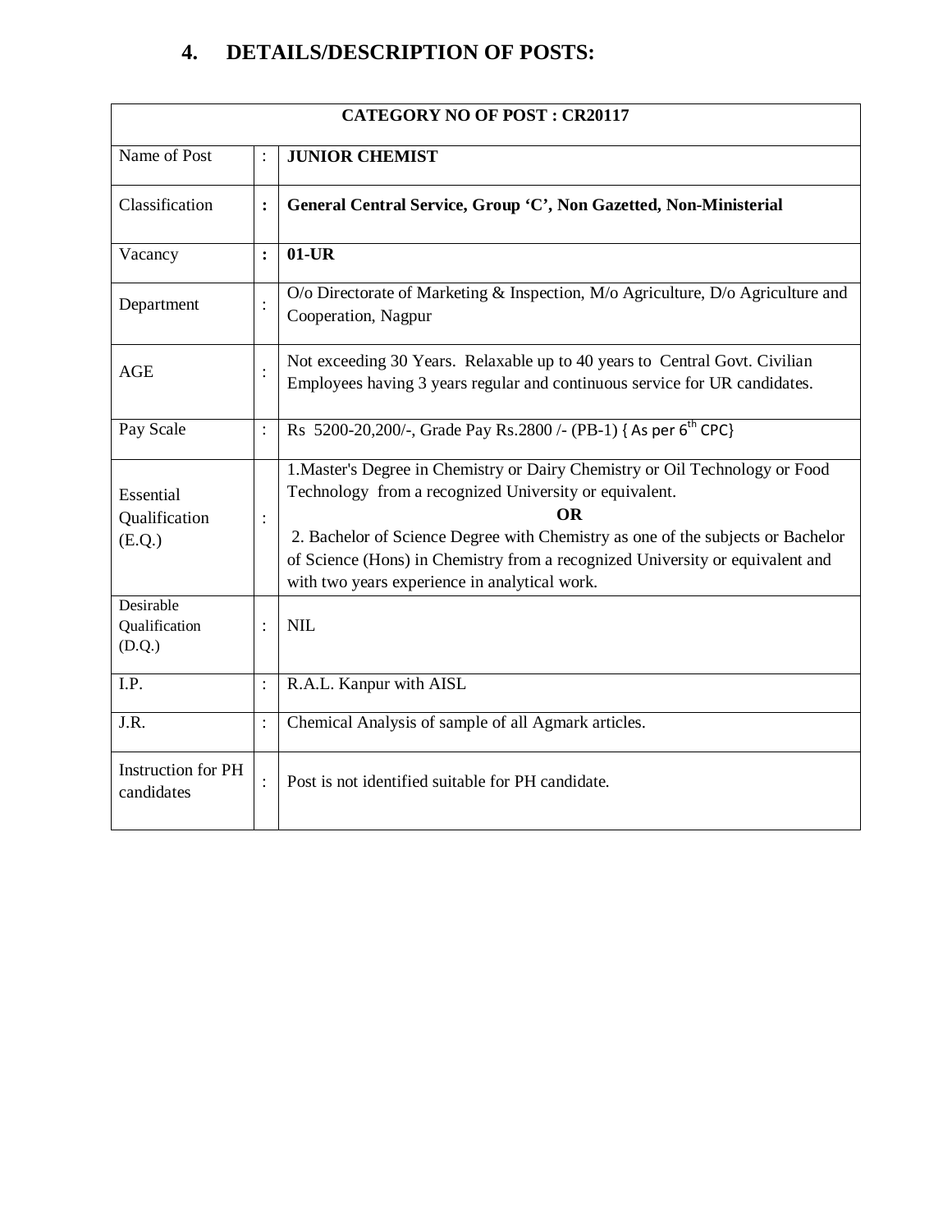## 4. DETAILS/DESCRIPTION OF POSTS:

| CATEGORY NO OF POST : CR20117 | | |
|---|---|---|
| Name of Post | : | **JUNIOR CHEMIST** |
| Classification | **:** | **General Central Service, Group 'C', Non Gazetted, Non-Ministerial** |
| Vacancy | **:** | **01-UR** |
| Department | : | O/o Directorate of Marketing & Inspection, M/o Agriculture, D/o Agriculture and Cooperation, Nagpur |
| AGE | : | Not exceeding 30 Years. Relaxable up to 40 years to Central Govt. Civilian Employees having 3 years regular and continuous service for UR candidates. |
| Pay Scale | : | Rs 5200-20,200/-, Grade Pay Rs.2800 /- (PB-1) { As per 6th CPC} |
| Essential Qualification (E.Q.) | : | 1.Master's Degree in Chemistry or Dairy Chemistry or Oil Technology or Food Technology from a recognized University or equivalent. **OR** 2. Bachelor of Science Degree with Chemistry as one of the subjects or Bachelor of Science (Hons) in Chemistry from a recognized University or equivalent and with two years experience in analytical work. |
| Desirable Qualification (D.Q.) | : | NIL |
| I.P. | : | R.A.L. Kanpur with AISL |
| J.R. | : | Chemical Analysis of sample of all Agmark articles. |
| Instruction for PH candidates | : | Post is not identified suitable for PH candidate. |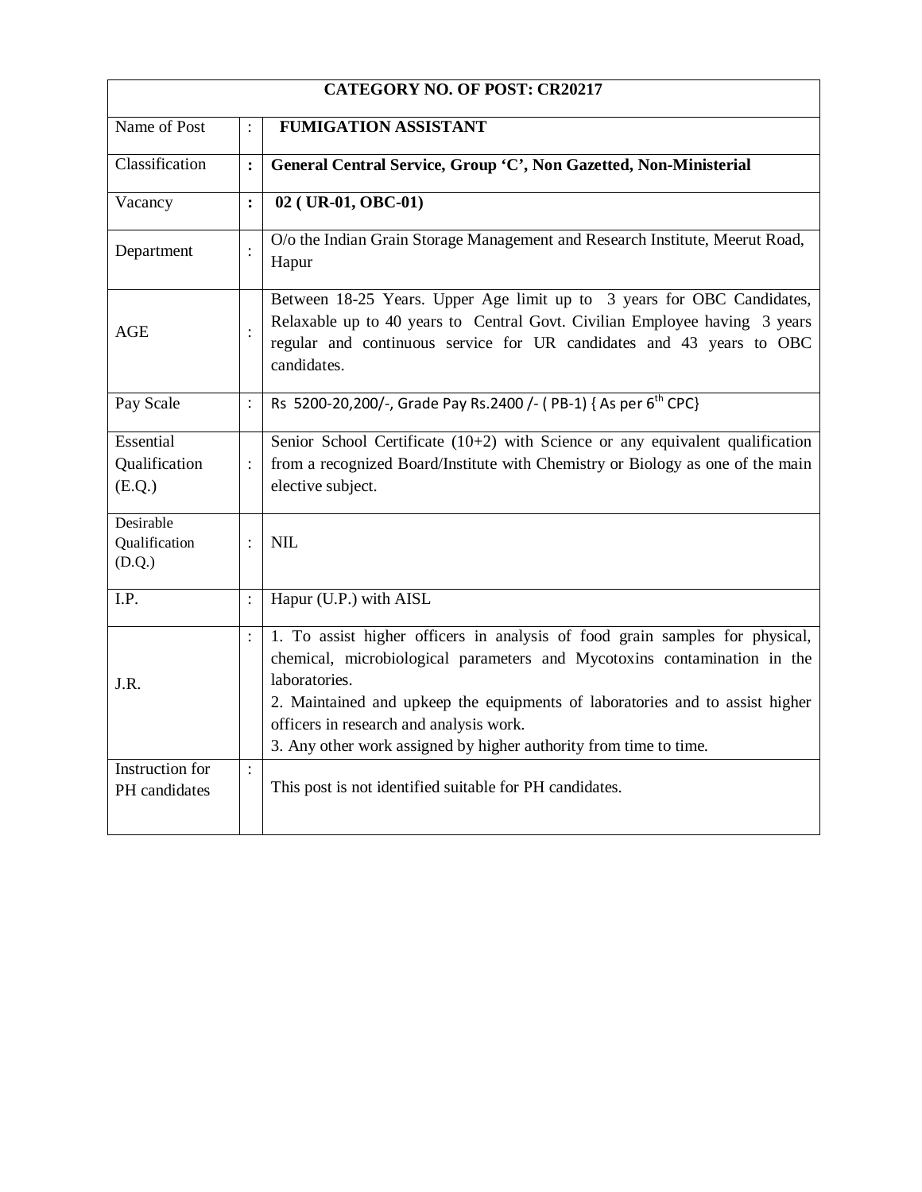| CATEGORY NO. OF POST: CR20217 | | |
|---|---|---|
| Name of Post | : | **FUMIGATION ASSISTANT** |
| Classification | : | **General Central Service, Group 'C', Non Gazetted, Non-Ministerial** |
| Vacancy | : | **02 ( UR-01, OBC-01)** |
| Department | : | O/o the Indian Grain Storage Management and Research Institute, Meerut Road, Hapur |
| AGE | : | Between 18-25 Years. Upper Age limit up to 3 years for OBC Candidates, Relaxable up to 40 years to Central Govt. Civilian Employee having 3 years regular and continuous service for UR candidates and 43 years to OBC candidates. |
| Pay Scale | : | Rs 5200-20,200/-, Grade Pay Rs.2400 /- ( PB-1) { As per 6th CPC} |
| Essential Qualification (E.Q.) | : | Senior School Certificate (10+2) with Science or any equivalent qualification from a recognized Board/Institute with Chemistry or Biology as one of the main elective subject. |
| Desirable Qualification (D.Q.) | : | NIL |
| I.P. | : | Hapur (U.P.) with AISL |
| J.R. | : | 1. To assist higher officers in analysis of food grain samples for physical, chemical, microbiological parameters and Mycotoxins contamination in the laboratories.<br>2. Maintained and upkeep the equipments of laboratories and to assist higher officers in research and analysis work.<br>3. Any other work assigned by higher authority from time to time. |
| Instruction for PH candidates | : | This post is not identified suitable for PH candidates. |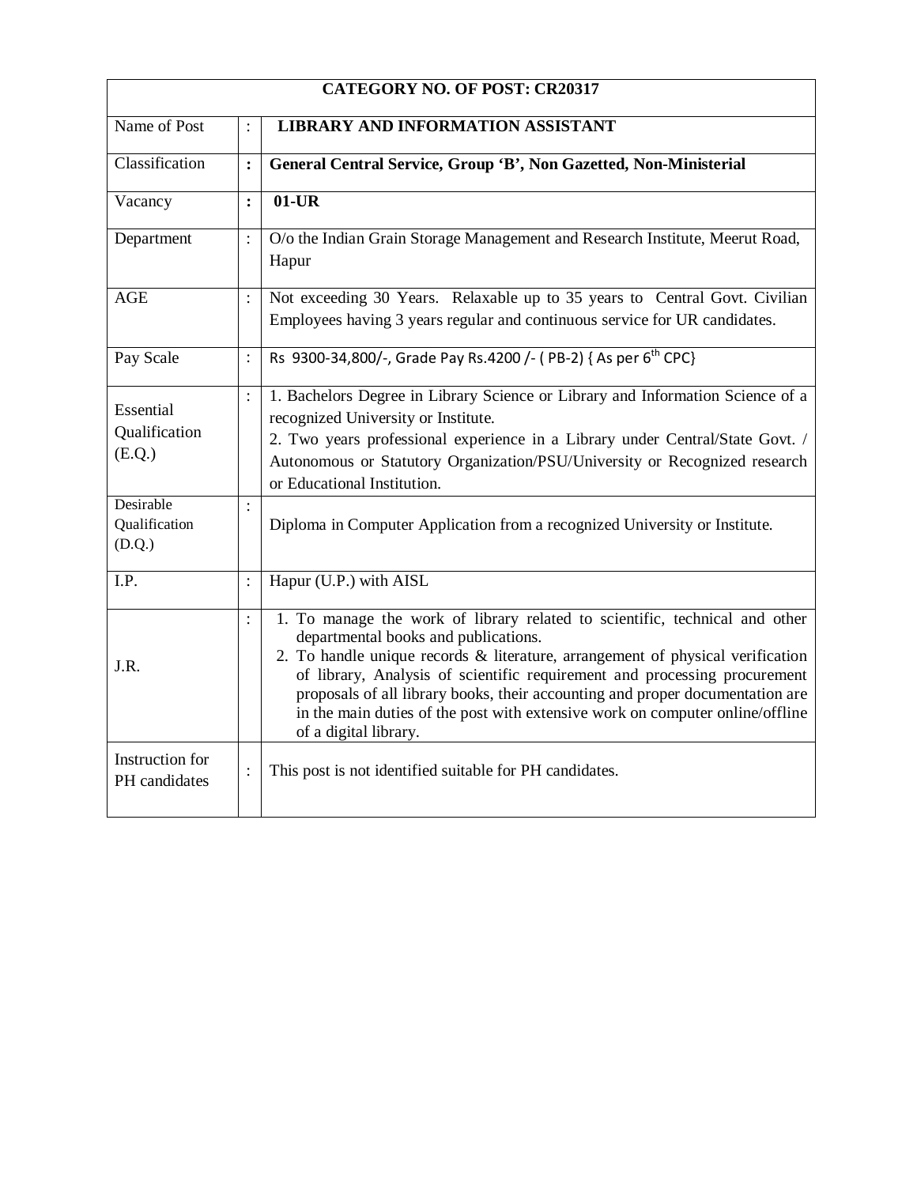| CATEGORY NO. OF POST: CR20317 | | |
|---|---|---|
| Name of Post | : | **LIBRARY AND INFORMATION ASSISTANT** |
| Classification | **:** | **General Central Service, Group 'B', Non Gazetted, Non-Ministerial** |
| Vacancy | **:** | **01-UR** |
| Department | : | O/o the Indian Grain Storage Management and Research Institute, Meerut Road, Hapur |
| AGE | : | Not exceeding 30 Years. Relaxable up to 35 years to Central Govt. Civilian Employees having 3 years regular and continuous service for UR candidates. |
| Pay Scale | : | Rs 9300-34,800/-, Grade Pay Rs.4200 /- ( PB-2) { As per 6th CPC} |
| Essential Qualification (E.Q.) | : | 1. Bachelors Degree in Library Science or Library and Information Science of a recognized University or Institute.<br>2. Two years professional experience in a Library under Central/State Govt. / Autonomous or Statutory Organization/PSU/University or Recognized research or Educational Institution. |
| Desirable Qualification (D.Q.) | : | Diploma in Computer Application from a recognized University or Institute. |
| I.P. | : | Hapur (U.P.) with AISL |
| J.R. | : | 1. To manage the work of library related to scientific, technical and other departmental books and publications.<br>2. To handle unique records & literature, arrangement of physical verification of library, Analysis of scientific requirement and processing procurement proposals of all library books, their accounting and proper documentation are in the main duties of the post with extensive work on computer online/offline of a digital library. |
| Instruction for PH candidates | : | This post is not identified suitable for PH candidates. |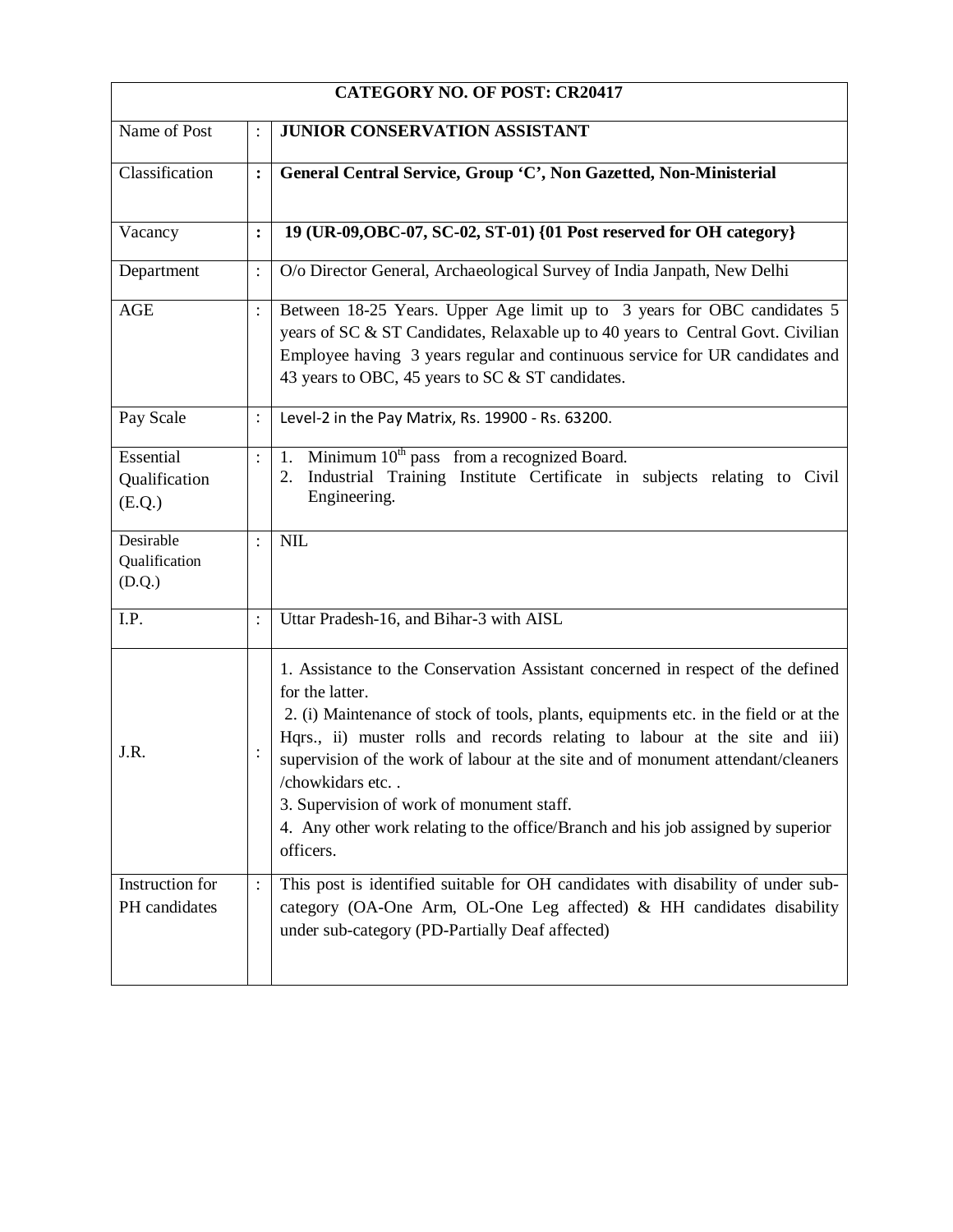| CATEGORY NO. OF POST: CR20417 | | |
|---|---|---|
| Name of Post | : | **JUNIOR CONSERVATION ASSISTANT** |
| Classification | **:** | **General Central Service, Group 'C', Non Gazetted, Non-Ministerial** |
| Vacancy | **:** | **19 (UR-09,OBC-07, SC-02, ST-01) {01 Post reserved for OH category}** |
| Department | : | O/o Director General, Archaeological Survey of India Janpath, New Delhi |
| AGE | : | Between 18-25 Years. Upper Age limit up to 3 years for OBC candidates 5 years of SC & ST Candidates, Relaxable up to 40 years to Central Govt. Civilian Employee having 3 years regular and continuous service for UR candidates and 43 years to OBC, 45 years to SC & ST candidates. |
| Pay Scale | : | Level-2 in the Pay Matrix, Rs. 19900 - Rs. 63200. |
| Essential Qualification (E.Q.) | : | 1. Minimum 10th pass from a recognized Board.<br>2. Industrial Training Institute Certificate in subjects relating to Civil Engineering. |
| Desirable Qualification (D.Q.) | : | NIL |
| I.P. | : | Uttar Pradesh-16, and Bihar-3 with AISL |
| J.R. | : | 1. Assistance to the Conservation Assistant concerned in respect of the defined for the latter.<br>2. (i) Maintenance of stock of tools, plants, equipments etc. in the field or at the Hqrs., ii) muster rolls and records relating to labour at the site and iii) supervision of the work of labour at the site and of monument attendant/cleaners /chowkidars etc. .<br>3. Supervision of work of monument staff.<br>4. Any other work relating to the office/Branch and his job assigned by superior officers. |
| Instruction for PH candidates | : | This post is identified suitable for OH candidates with disability of under sub-category (OA-One Arm, OL-One Leg affected) & HH candidates disability under sub-category (PD-Partially Deaf affected) |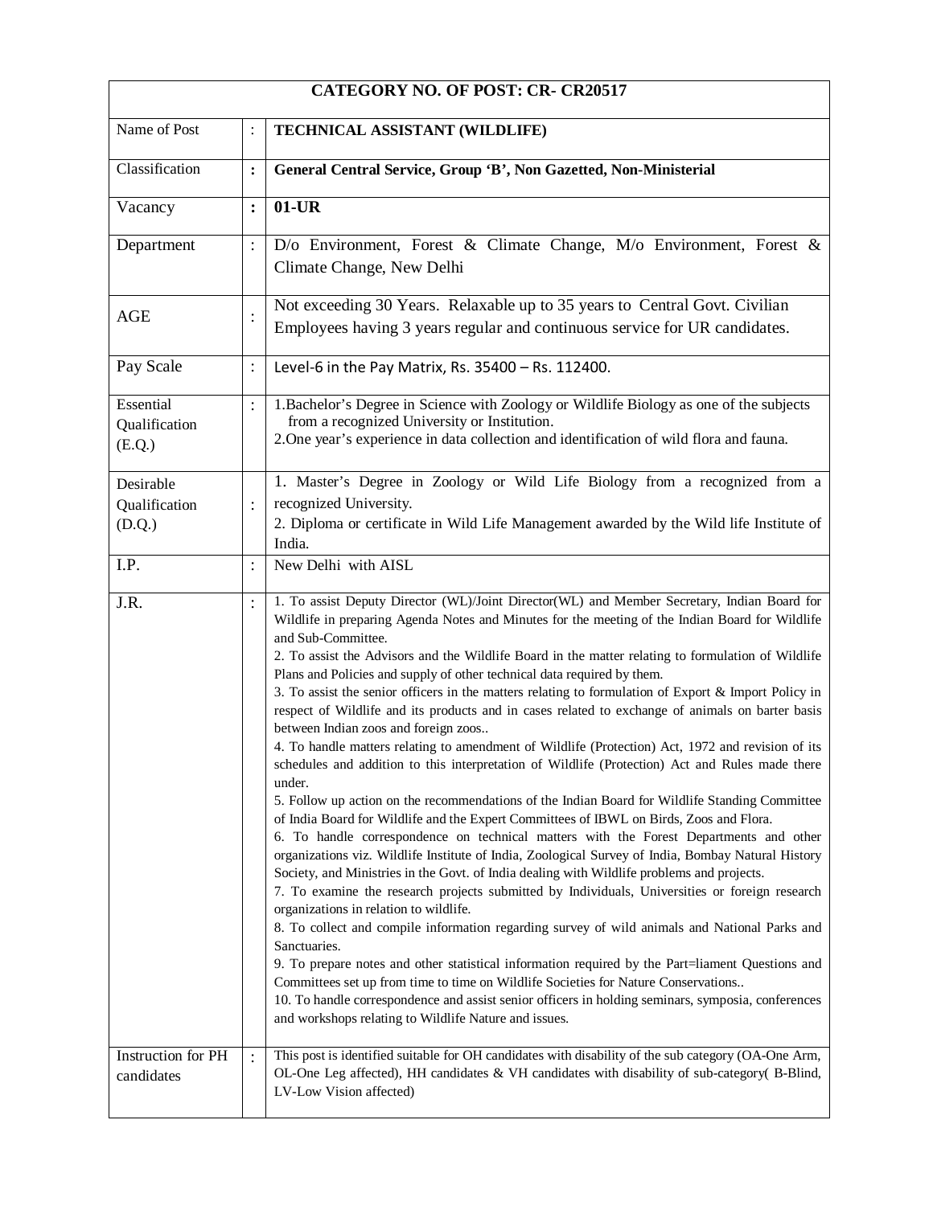| CATEGORY NO. OF POST: CR- CR20517 | | |
|---|---|---|
| Name of Post | : | **TECHNICAL ASSISTANT (WILDLIFE)** |
| Classification | **:** | **General Central Service, Group 'B', Non Gazetted, Non-Ministerial** |
| Vacancy | **:** | **01-UR** |
| Department | : | D/o Environment, Forest & Climate Change, M/o Environment, Forest & Climate Change, New Delhi |
| AGE | : | Not exceeding 30 Years. Relaxable up to 35 years to Central Govt. Civilian Employees having 3 years regular and continuous service for UR candidates. |
| Pay Scale | : | Level-6 in the Pay Matrix, Rs. 35400 – Rs. 112400. |
| Essential Qualification (E.Q.) | : | 1.Bachelor's Degree in Science with Zoology or Wildlife Biology as one of the subjects from a recognized University or Institution.<br>2.One year's experience in data collection and identification of wild flora and fauna. |
| Desirable Qualification (D.Q.) | : | 1. Master's Degree in Zoology or Wild Life Biology from a recognized from a recognized University.<br>2. Diploma or certificate in Wild Life Management awarded by the Wild life Institute of India. |
| I.P. | : | New Delhi with AISL |
| J.R. | : | 1. To assist Deputy Director (WL)/Joint Director(WL) and Member Secretary, Indian Board for Wildlife in preparing Agenda Notes and Minutes for the meeting of the Indian Board for Wildlife and Sub-Committee.<br>2. To assist the Advisors and the Wildlife Board in the matter relating to formulation of Wildlife Plans and Policies and supply of other technical data required by them.<br>3. To assist the senior officers in the matters relating to formulation of Export & Import Policy in respect of Wildlife and its products and in cases related to exchange of animals on barter basis between Indian zoos and foreign zoos..<br>4. To handle matters relating to amendment of Wildlife (Protection) Act, 1972 and revision of its schedules and addition to this interpretation of Wildlife (Protection) Act and Rules made there under.<br>5. Follow up action on the recommendations of the Indian Board for Wildlife Standing Committee of India Board for Wildlife and the Expert Committees of IBWL on Birds, Zoos and Flora.<br>6. To handle correspondence on technical matters with the Forest Departments and other organizations viz. Wildlife Institute of India, Zoological Survey of India, Bombay Natural History Society, and Ministries in the Govt. of India dealing with Wildlife problems and projects.<br>7. To examine the research projects submitted by Individuals, Universities or foreign research organizations in relation to wildlife.<br>8. To collect and compile information regarding survey of wild animals and National Parks and Sanctuaries.<br>9. To prepare notes and other statistical information required by the Part=liament Questions and Committees set up from time to time on Wildlife Societies for Nature Conservations..<br>10. To handle correspondence and assist senior officers in holding seminars, symposia, conferences and workshops relating to Wildlife Nature and issues. |
| Instruction for PH candidates | : | This post is identified suitable for OH candidates with disability of the sub category (OA-One Arm, OL-One Leg affected), HH candidates & VH candidates with disability of sub-category( B-Blind, LV-Low Vision affected) |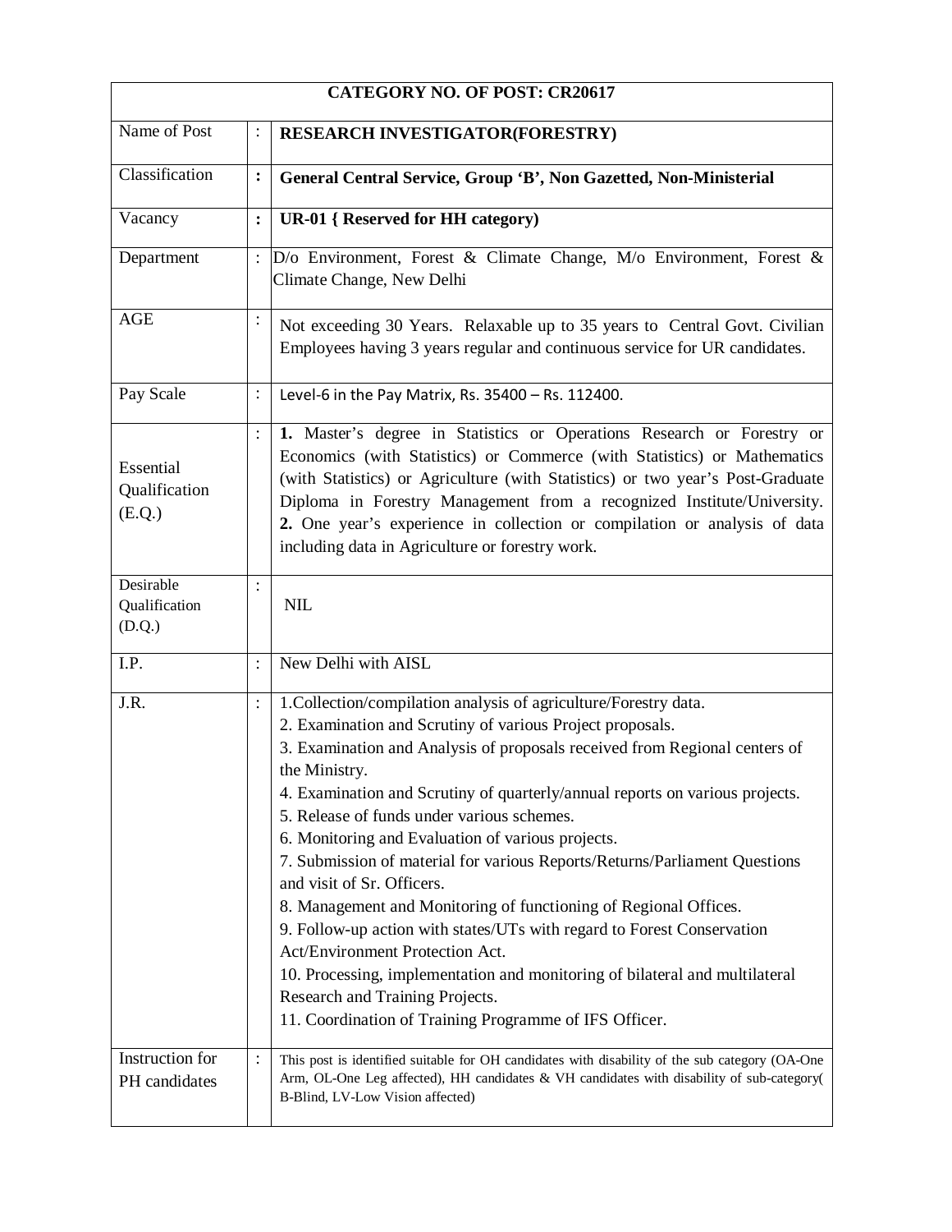| **CATEGORY NO. OF POST: CR20617** | | |
|---|---|---|
| Name of Post | : | **RESEARCH INVESTIGATOR(FORESTRY)** |
| Classification | **:** | **General Central Service, Group 'B', Non Gazetted, Non-Ministerial** |
| Vacancy | **:** | **UR-01 { Reserved for HH category)** |
| Department | : | D/o Environment, Forest & Climate Change, M/o Environment, Forest & Climate Change, New Delhi |
| AGE | : | Not exceeding 30 Years. Relaxable up to 35 years to Central Govt. Civilian Employees having 3 years regular and continuous service for UR candidates. |
| Pay Scale | : | Level-6 in the Pay Matrix, Rs. 35400 – Rs. 112400. |
| Essential Qualification (E.Q.) | : | **1.** Master's degree in Statistics or Operations Research or Forestry or Economics (with Statistics) or Commerce (with Statistics) or Mathematics (with Statistics) or Agriculture (with Statistics) or two year's Post-Graduate Diploma in Forestry Management from a recognized Institute/University. **2.** One year's experience in collection or compilation or analysis of data including data in Agriculture or forestry work. |
| Desirable Qualification (D.Q.) | : | NIL |
| I.P. | : | New Delhi with AISL |
| J.R. | : | 1.Collection/compilation analysis of agriculture/Forestry data. <br> 2. Examination and Scrutiny of various Project proposals. <br> 3. Examination and Analysis of proposals received from Regional centers of the Ministry. <br> 4. Examination and Scrutiny of quarterly/annual reports on various projects. <br> 5. Release of funds under various schemes. <br> 6. Monitoring and Evaluation of various projects. <br> 7. Submission of material for various Reports/Returns/Parliament Questions and visit of Sr. Officers. <br> 8. Management and Monitoring of functioning of Regional Offices. <br> 9. Follow-up action with states/UTs with regard to Forest Conservation Act/Environment Protection Act. <br> 10. Processing, implementation and monitoring of bilateral and multilateral Research and Training Projects. <br> 11. Coordination of Training Programme of IFS Officer. |
| Instruction for PH candidates | : | This post is identified suitable for OH candidates with disability of the sub category (OA-One Arm, OL-One Leg affected), HH candidates & VH candidates with disability of sub-category( B-Blind, LV-Low Vision affected) |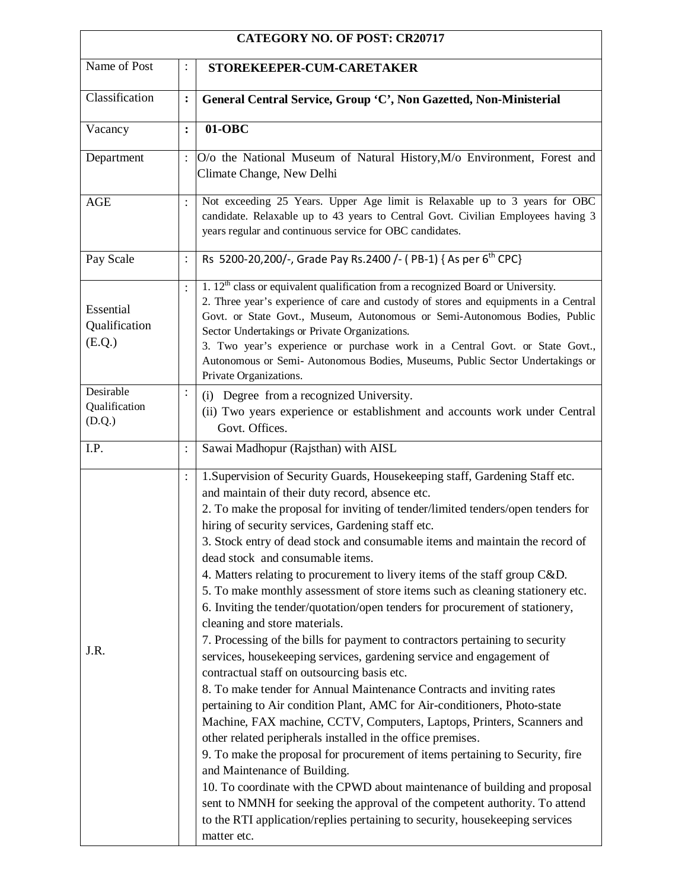| CATEGORY NO. OF POST: CR20717 | | |
|---|---|---|
| Name of Post | : | **STOREKEEPER-CUM-CARETAKER** |
| Classification | : | **General Central Service, Group 'C', Non Gazetted, Non-Ministerial** |
| Vacancy | : | **01-OBC** |
| Department | : | O/o the National Museum of Natural History,M/o Environment, Forest and Climate Change, New Delhi |
| AGE | : | Not exceeding 25 Years. Upper Age limit is Relaxable up to 3 years for OBC candidate. Relaxable up to 43 years to Central Govt. Civilian Employees having 3 years regular and continuous service for OBC candidates. |
| Pay Scale | : | Rs 5200-20,200/-, Grade Pay Rs.2400 /- ( PB-1) { As per 6th CPC} |
| Essential Qualification (E.Q.) | : | 1. 12th class or equivalent qualification from a recognized Board or University.<br>2. Three year's experience of care and custody of stores and equipments in a Central Govt. or State Govt., Museum, Autonomous or Semi-Autonomous Bodies, Public Sector Undertakings or Private Organizations.<br>3. Two year's experience or purchase work in a Central Govt. or State Govt., Autonomous or Semi- Autonomous Bodies, Museums, Public Sector Undertakings or Private Organizations. |
| Desirable Qualification (D.Q.) | : | (i) Degree from a recognized University.<br>(ii) Two years experience or establishment and accounts work under Central Govt. Offices. |
| I.P. | : | Sawai Madhopur (Rajsthan) with AISL |
| J.R. | : | 1.Supervision of Security Guards, Housekeeping staff, Gardening Staff etc. and maintain of their duty record, absence etc.<br>2. To make the proposal for inviting of tender/limited tenders/open tenders for hiring of security services, Gardening staff etc.<br>3. Stock entry of dead stock and consumable items and maintain the record of dead stock and consumable items.<br>4. Matters relating to procurement to livery items of the staff group C&D.<br>5. To make monthly assessment of store items such as cleaning stationery etc.<br>6. Inviting the tender/quotation/open tenders for procurement of stationery, cleaning and store materials.<br>7. Processing of the bills for payment to contractors pertaining to security services, housekeeping services, gardening service and engagement of contractual staff on outsourcing basis etc.<br>8. To make tender for Annual Maintenance Contracts and inviting rates pertaining to Air condition Plant, AMC for Air-conditioners, Photo-state Machine, FAX machine, CCTV, Computers, Laptops, Printers, Scanners and other related peripherals installed in the office premises.<br>9. To make the proposal for procurement of items pertaining to Security, fire and Maintenance of Building.<br>10. To coordinate with the CPWD about maintenance of building and proposal sent to NMNH for seeking the approval of the competent authority. To attend to the RTI application/replies pertaining to security, housekeeping services matter etc. |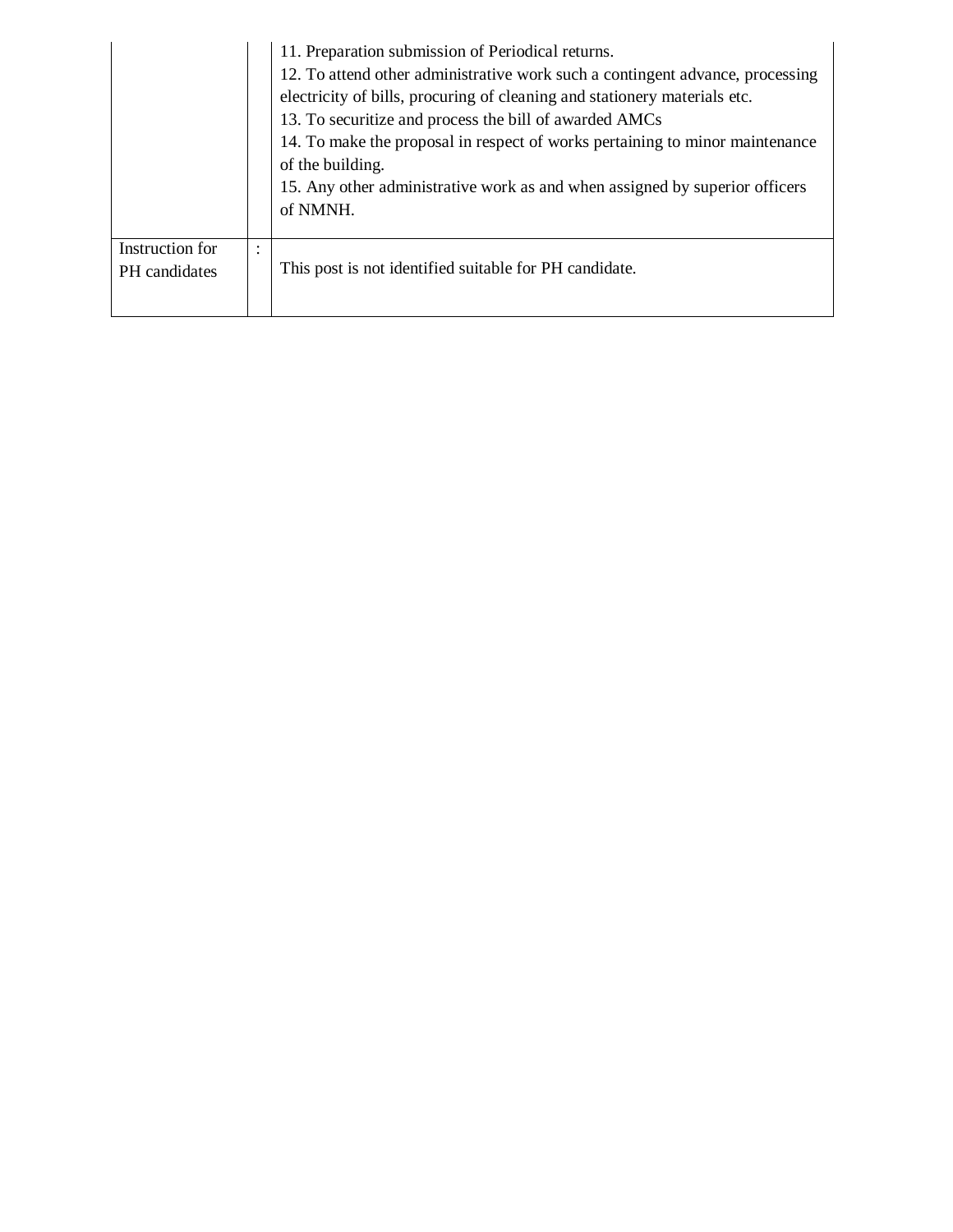|  |  |  |
|---|---|---|
|  |  | 11. Preparation submission of Periodical returns.<br>12. To attend other administrative work such a contingent advance, processing electricity of bills, procuring of cleaning and stationery materials etc.<br>13. To securitize and process the bill of awarded AMCs<br>14. To make the proposal in respect of works pertaining to minor maintenance of the building.<br>15. Any other administrative work as and when assigned by superior officers of NMNH. |
| Instruction for PH candidates | : | This post is not identified suitable for PH candidate. |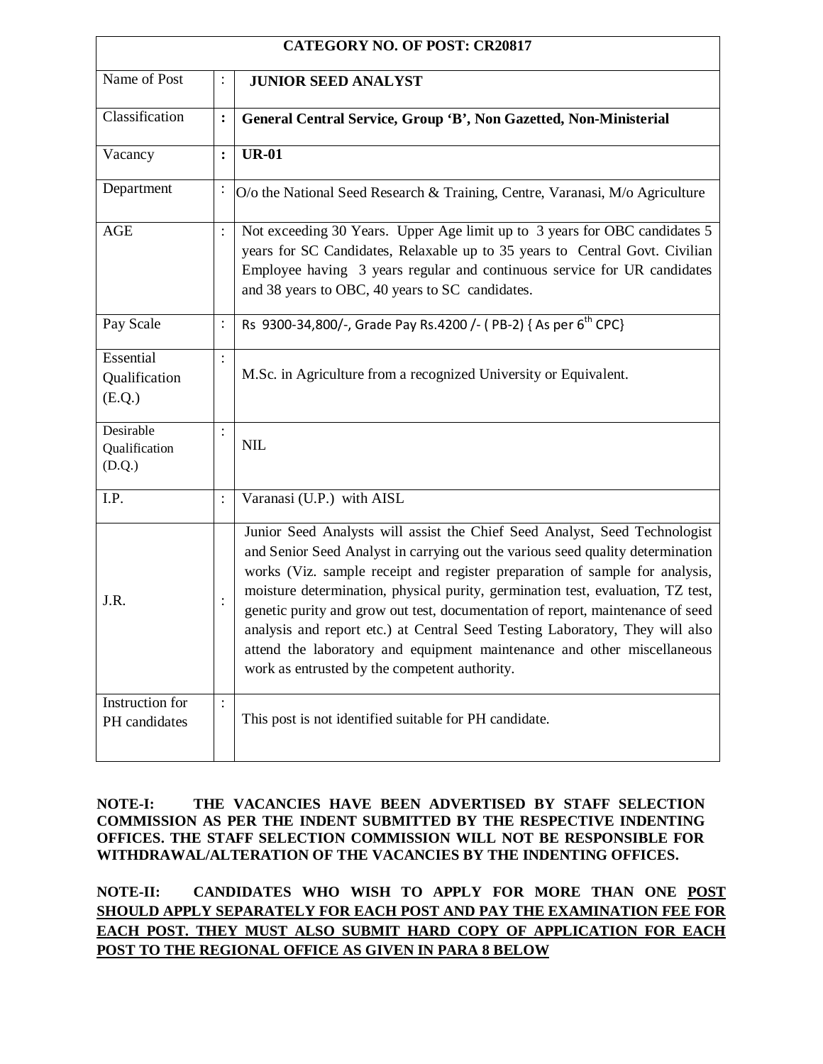| CATEGORY NO. OF POST: CR20817 | | |
|---|---|---|
| Name of Post | : | **JUNIOR SEED ANALYST** |
| Classification | : | **General Central Service, Group 'B', Non Gazetted, Non-Ministerial** |
| Vacancy | : | **UR-01** |
| Department | : | O/o the National Seed Research & Training, Centre, Varanasi, M/o Agriculture |
| AGE | : | Not exceeding 30 Years. Upper Age limit up to 3 years for OBC candidates 5 years for SC Candidates, Relaxable up to 35 years to Central Govt. Civilian Employee having 3 years regular and continuous service for UR candidates and 38 years to OBC, 40 years to SC candidates. |
| Pay Scale | : | Rs 9300-34,800/-, Grade Pay Rs.4200 /- ( PB-2) { As per 6th CPC} |
| Essential Qualification (E.Q.) | : | M.Sc. in Agriculture from a recognized University or Equivalent. |
| Desirable Qualification (D.Q.) | : | NIL |
| I.P. | : | Varanasi (U.P.) with AISL |
| J.R. | : | Junior Seed Analysts will assist the Chief Seed Analyst, Seed Technologist and Senior Seed Analyst in carrying out the various seed quality determination works (Viz. sample receipt and register preparation of sample for analysis, moisture determination, physical purity, germination test, evaluation, TZ test, genetic purity and grow out test, documentation of report, maintenance of seed analysis and report etc.) at Central Seed Testing Laboratory, They will also attend the laboratory and equipment maintenance and other miscellaneous work as entrusted by the competent authority. |
| Instruction for PH candidates | : | This post is not identified suitable for PH candidate. |

**NOTE-I: THE VACANCIES HAVE BEEN ADVERTISED BY STAFF SELECTION COMMISSION AS PER THE INDENT SUBMITTED BY THE RESPECTIVE INDENTING OFFICES. THE STAFF SELECTION COMMISSION WILL NOT BE RESPONSIBLE FOR WITHDRAWAL/ALTERATION OF THE VACANCIES BY THE INDENTING OFFICES.**

**NOTE-II: CANDIDATES WHO WISH TO APPLY FOR MORE THAN ONE POST SHOULD APPLY SEPARATELY FOR EACH POST AND PAY THE EXAMINATION FEE FOR EACH POST. THEY MUST ALSO SUBMIT HARD COPY OF APPLICATION FOR EACH POST TO THE REGIONAL OFFICE AS GIVEN IN PARA 8 BELOW**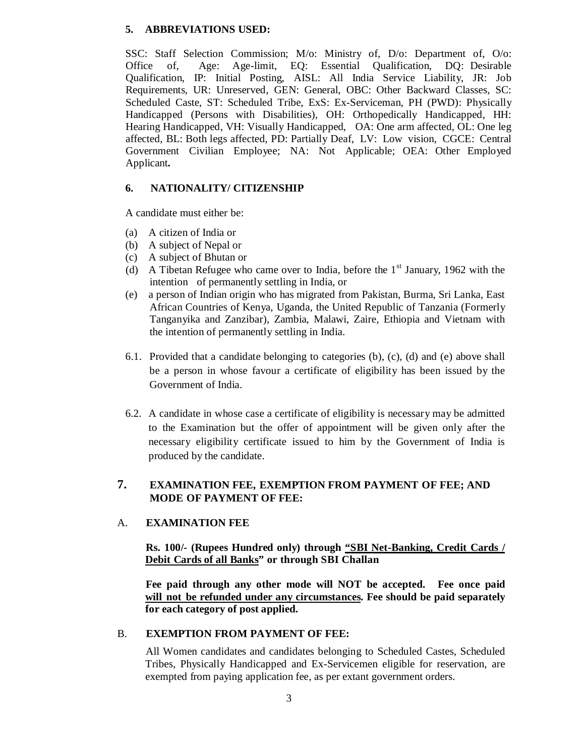### 5. ABBREVIATIONS USED:

SSC: Staff Selection Commission; M/o: Ministry of, D/o: Department of, O/o: Office of, Age: Age-limit, EQ: Essential Qualification, DQ: Desirable Qualification, IP: Initial Posting, AISL: All India Service Liability, JR: Job Requirements, UR: Unreserved, GEN: General, OBC: Other Backward Classes, SC: Scheduled Caste, ST: Scheduled Tribe, ExS: Ex-Serviceman, PH (PWD): Physically Handicapped (Persons with Disabilities), OH: Orthopedically Handicapped, HH: Hearing Handicapped, VH: Visually Handicapped, OA: One arm affected, OL: One leg affected, BL: Both legs affected, PD: Partially Deaf, LV: Low vision, CGCE: Central Government Civilian Employee; NA: Not Applicable; OEA: Other Employed Applicant**.**

### 6. NATIONALITY/ CITIZENSHIP

A candidate must either be:

(a) A citizen of India or
(b) A subject of Nepal or
(c) A subject of Bhutan or
(d) A Tibetan Refugee who came over to India, before the 1st January, 1962 with the intention of permanently settling in India, or
(e) a person of Indian origin who has migrated from Pakistan, Burma, Sri Lanka, East African Countries of Kenya, Uganda, the United Republic of Tanzania (Formerly Tanganyika and Zanzibar), Zambia, Malawi, Zaire, Ethiopia and Vietnam with the intention of permanently settling in India.

6.1. Provided that a candidate belonging to categories (b), (c), (d) and (e) above shall be a person in whose favour a certificate of eligibility has been issued by the Government of India.

6.2. A candidate in whose case a certificate of eligibility is necessary may be admitted to the Examination but the offer of appointment will be given only after the necessary eligibility certificate issued to him by the Government of India is produced by the candidate.

### 7. EXAMINATION FEE, EXEMPTION FROM PAYMENT OF FEE; AND MODE OF PAYMENT OF FEE:

**A. EXAMINATION FEE**

**Rs. 100/- (Rupees Hundred only) through <u>"SBI Net-Banking, Credit Cards / Debit Cards of all Banks</u>" or through SBI Challan**

**Fee paid through any other mode will NOT be accepted. Fee once paid <u>will not be refunded under any circumstances</u>. Fee should be paid separately for each category of post applied.**

**B. EXEMPTION FROM PAYMENT OF FEE:**

All Women candidates and candidates belonging to Scheduled Castes, Scheduled Tribes, Physically Handicapped and Ex-Servicemen eligible for reservation, are exempted from paying application fee, as per extant government orders.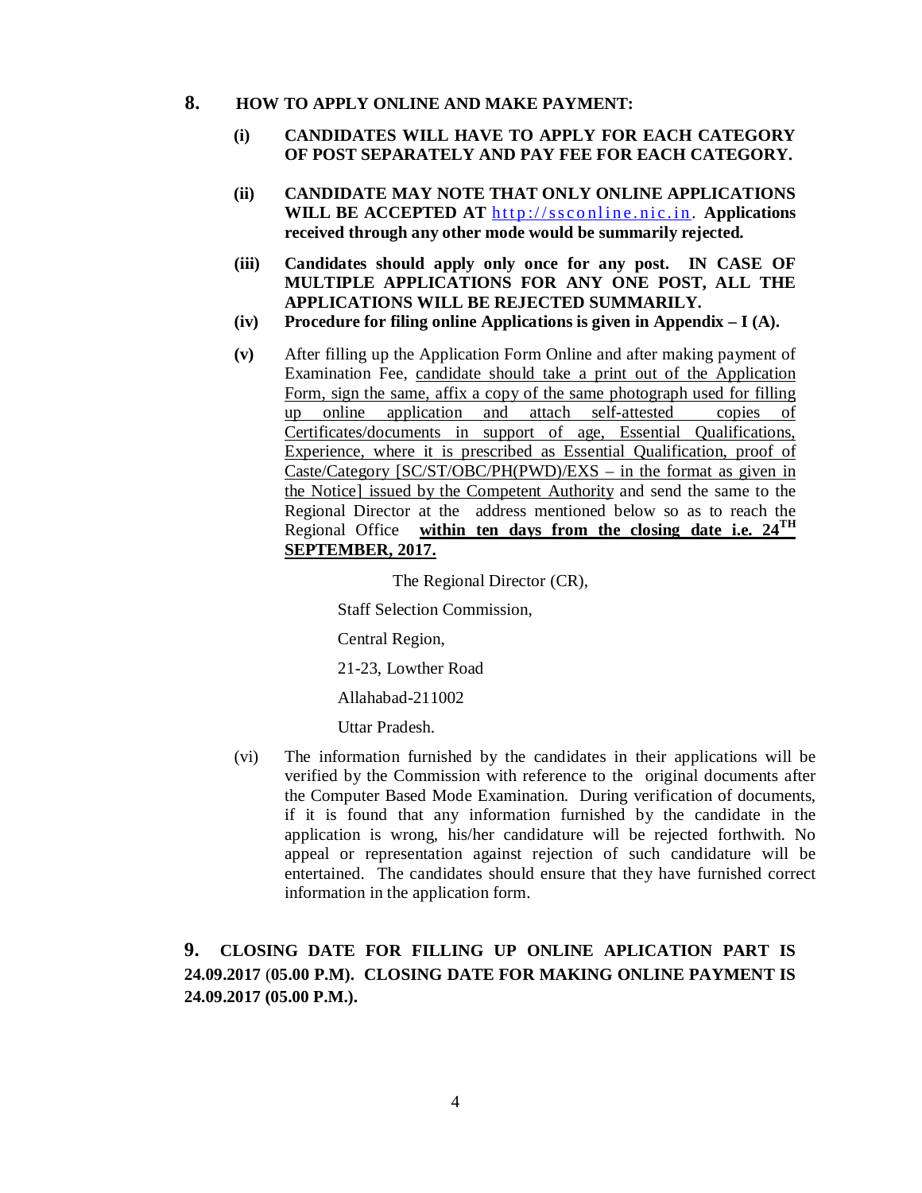## 8. HOW TO APPLY ONLINE AND MAKE PAYMENT:

**(i)** **CANDIDATES WILL HAVE TO APPLY FOR EACH CATEGORY OF POST SEPARATELY AND PAY FEE FOR EACH CATEGORY.**

**(ii)** **CANDIDATE MAY NOTE THAT ONLY ONLINE APPLICATIONS WILL BE ACCEPTED AT** http://ssconline.nic.in. **Applications received through any other mode would be summarily rejected.**

**(iii)** **Candidates should apply only once for any post. IN CASE OF MULTIPLE APPLICATIONS FOR ANY ONE POST, ALL THE APPLICATIONS WILL BE REJECTED SUMMARILY.**

**(iv)** **Procedure for filing online Applications is given in Appendix – I (A).**

**(v)** After filling up the Application Form Online and after making payment of Examination Fee, candidate should take a print out of the Application Form, sign the same, affix a copy of the same photograph used for filling up online application and attach self-attested copies of Certificates/documents in support of age, Essential Qualifications, Experience, where it is prescribed as Essential Qualification, proof of Caste/Category [SC/ST/OBC/PH(PWD)/EXS – in the format as given in the Notice] issued by the Competent Authority and send the same to the Regional Director at the address mentioned below so as to reach the Regional Office **within ten days from the closing date i.e. 24TH SEPTEMBER, 2017.**

The Regional Director (CR),
Staff Selection Commission,
Central Region,
21-23, Lowther Road
Allahabad-211002
Uttar Pradesh.

(vi) The information furnished by the candidates in their applications will be verified by the Commission with reference to the original documents after the Computer Based Mode Examination. During verification of documents, if it is found that any information furnished by the candidate in the application is wrong, his/her candidature will be rejected forthwith. No appeal or representation against rejection of such candidature will be entertained. The candidates should ensure that they have furnished correct information in the application form.

## 9. CLOSING DATE FOR FILLING UP ONLINE APLICATION PART IS 24.09.2017 (05.00 P.M). CLOSING DATE FOR MAKING ONLINE PAYMENT IS 24.09.2017 (05.00 P.M.).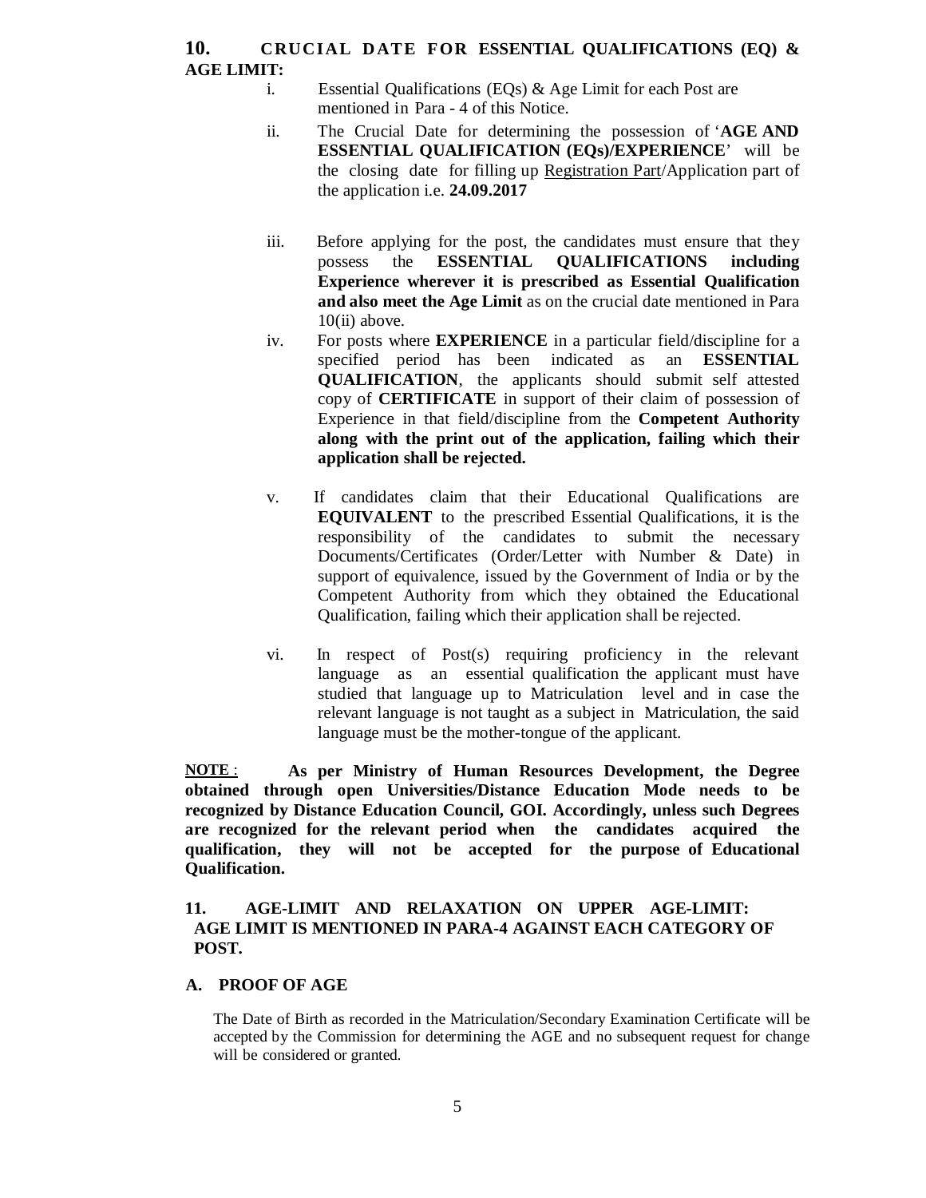## 10. CRUCIAL DATE FOR ESSENTIAL QUALIFICATIONS (EQ) & AGE LIMIT:

i. Essential Qualifications (EQs) & Age Limit for each Post are mentioned in Para - 4 of this Notice.

ii. The Crucial Date for determining the possession of '**AGE AND ESSENTIAL QUALIFICATION (EQs)/EXPERIENCE**' will be the closing date for filling up Registration Part/Application part of the application i.e. **24.09.2017**

iii. Before applying for the post, the candidates must ensure that they possess the **ESSENTIAL QUALIFICATIONS including Experience wherever it is prescribed as Essential Qualification and also meet the Age Limit** as on the crucial date mentioned in Para 10(ii) above.

iv. For posts where **EXPERIENCE** in a particular field/discipline for a specified period has been indicated as an **ESSENTIAL QUALIFICATION**, the applicants should submit self attested copy of **CERTIFICATE** in support of their claim of possession of Experience in that field/discipline from the **Competent Authority along with the print out of the application, failing which their application shall be rejected.**

v. If candidates claim that their Educational Qualifications are **EQUIVALENT** to the prescribed Essential Qualifications, it is the responsibility of the candidates to submit the necessary Documents/Certificates (Order/Letter with Number & Date) in support of equivalence, issued by the Government of India or by the Competent Authority from which they obtained the Educational Qualification, failing which their application shall be rejected.

vi. In respect of Post(s) requiring proficiency in the relevant language as an essential qualification the applicant must have studied that language up to Matriculation level and in case the relevant language is not taught as a subject in Matriculation, the said language must be the mother-tongue of the applicant.

**NOTE** : **As per Ministry of Human Resources Development, the Degree obtained through open Universities/Distance Education Mode needs to be recognized by Distance Education Council, GOI. Accordingly, unless such Degrees are recognized for the relevant period when the candidates acquired the qualification, they will not be accepted for the purpose of Educational Qualification.**

## 11. AGE-LIMIT AND RELAXATION ON UPPER AGE-LIMIT: AGE LIMIT IS MENTIONED IN PARA-4 AGAINST EACH CATEGORY OF POST.

### A. PROOF OF AGE

The Date of Birth as recorded in the Matriculation/Secondary Examination Certificate will be accepted by the Commission for determining the AGE and no subsequent request for change will be considered or granted.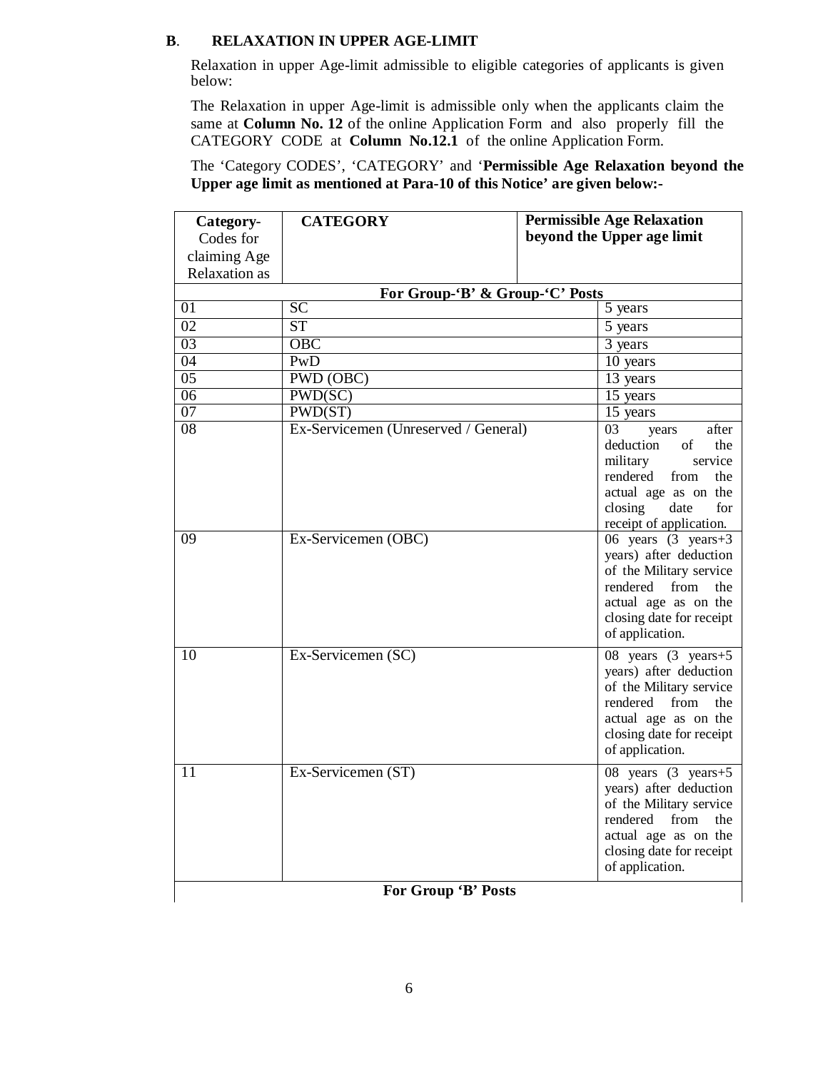**B. RELAXATION IN UPPER AGE-LIMIT**

Relaxation in upper Age-limit admissible to eligible categories of applicants is given below:

The Relaxation in upper Age-limit is admissible only when the applicants claim the same at **Column No. 12** of the online Application Form and also properly fill the CATEGORY CODE at **Column No.12.1** of the online Application Form.

The 'Category CODES', 'CATEGORY' and '**Permissible Age Relaxation beyond the Upper age limit as mentioned at Para-10 of this Notice' are given below:-**

| **Category-** Codes for claiming Age Relaxation as | **CATEGORY** | **Permissible Age Relaxation beyond the Upper age limit** |
|---|---|---|
| **For Group-'B' & Group-'C' Posts** | | |
| 01 | SC | 5 years |
| 02 | ST | 5 years |
| 03 | OBC | 3 years |
| 04 | PwD | 10 years |
| 05 | PWD (OBC) | 13 years |
| 06 | PWD(SC) | 15 years |
| 07 | PWD(ST) | 15 years |
| 08 | Ex-Servicemen (Unreserved / General) | 03 years after deduction of the military service rendered from the actual age as on the closing date for receipt of application. |
| 09 | Ex-Servicemen (OBC) | 06 years (3 years+3 years) after deduction of the Military service rendered from the actual age as on the closing date for receipt of application. |
| 10 | Ex-Servicemen (SC) | 08 years (3 years+5 years) after deduction of the Military service rendered from the actual age as on the closing date for receipt of application. |
| 11 | Ex-Servicemen (ST) | 08 years (3 years+5 years) after deduction of the Military service rendered from the actual age as on the closing date for receipt of application. |
| **For Group 'B' Posts** | | |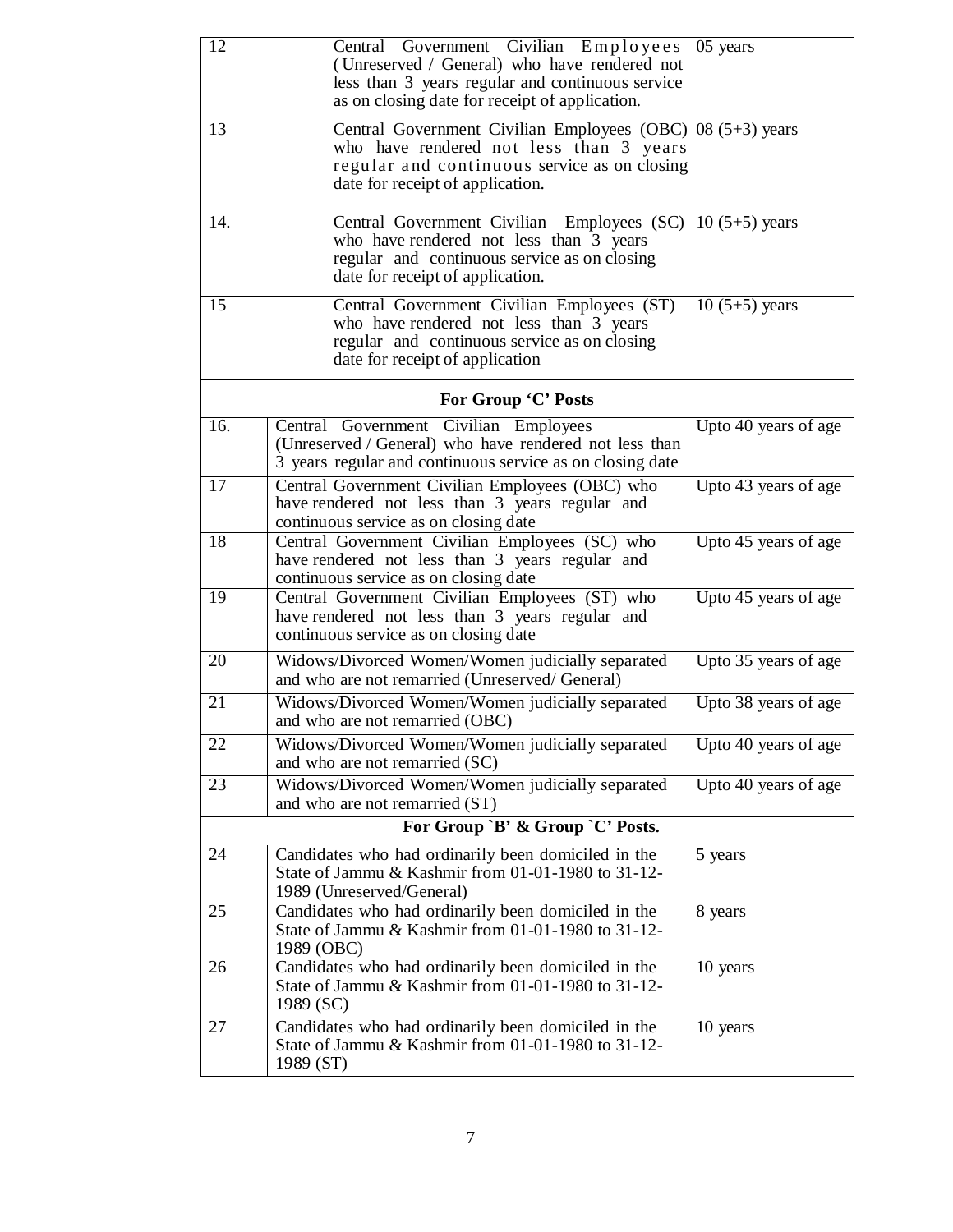| | | |
|---|---|---|
| 12 | Central Government Civilian Employees (Unreserved / General) who have rendered not less than 3 years regular and continuous service as on closing date for receipt of application. | 05 years |
| 13 | Central Government Civilian Employees (OBC) who have rendered not less than 3 years regular and continuous service as on closing date for receipt of application. | 08 (5+3) years |
| 14. | Central Government Civilian Employees (SC) who have rendered not less than 3 years regular and continuous service as on closing date for receipt of application. | 10 (5+5) years |
| 15 | Central Government Civilian Employees (ST) who have rendered not less than 3 years regular and continuous service as on closing date for receipt of application | 10 (5+5) years |
| | **For Group 'C' Posts** | |
| 16. | Central Government Civilian Employees (Unreserved / General) who have rendered not less than 3 years regular and continuous service as on closing date | Upto 40 years of age |
| 17 | Central Government Civilian Employees (OBC) who have rendered not less than 3 years regular and continuous service as on closing date | Upto 43 years of age |
| 18 | Central Government Civilian Employees (SC) who have rendered not less than 3 years regular and continuous service as on closing date | Upto 45 years of age |
| 19 | Central Government Civilian Employees (ST) who have rendered not less than 3 years regular and continuous service as on closing date | Upto 45 years of age |
| 20 | Widows/Divorced Women/Women judicially separated and who are not remarried (Unreserved/ General) | Upto 35 years of age |
| 21 | Widows/Divorced Women/Women judicially separated and who are not remarried (OBC) | Upto 38 years of age |
| 22 | Widows/Divorced Women/Women judicially separated and who are not remarried (SC) | Upto 40 years of age |
| 23 | Widows/Divorced Women/Women judicially separated and who are not remarried (ST) | Upto 40 years of age |
| | **For Group `B' & Group `C' Posts.** | |
| 24 | Candidates who had ordinarily been domiciled in the State of Jammu & Kashmir from 01-01-1980 to 31-12-1989 (Unreserved/General) | 5 years |
| 25 | Candidates who had ordinarily been domiciled in the State of Jammu & Kashmir from 01-01-1980 to 31-12-1989 (OBC) | 8 years |
| 26 | Candidates who had ordinarily been domiciled in the State of Jammu & Kashmir from 01-01-1980 to 31-12-1989 (SC) | 10 years |
| 27 | Candidates who had ordinarily been domiciled in the State of Jammu & Kashmir from 01-01-1980 to 31-12-1989 (ST) | 10 years |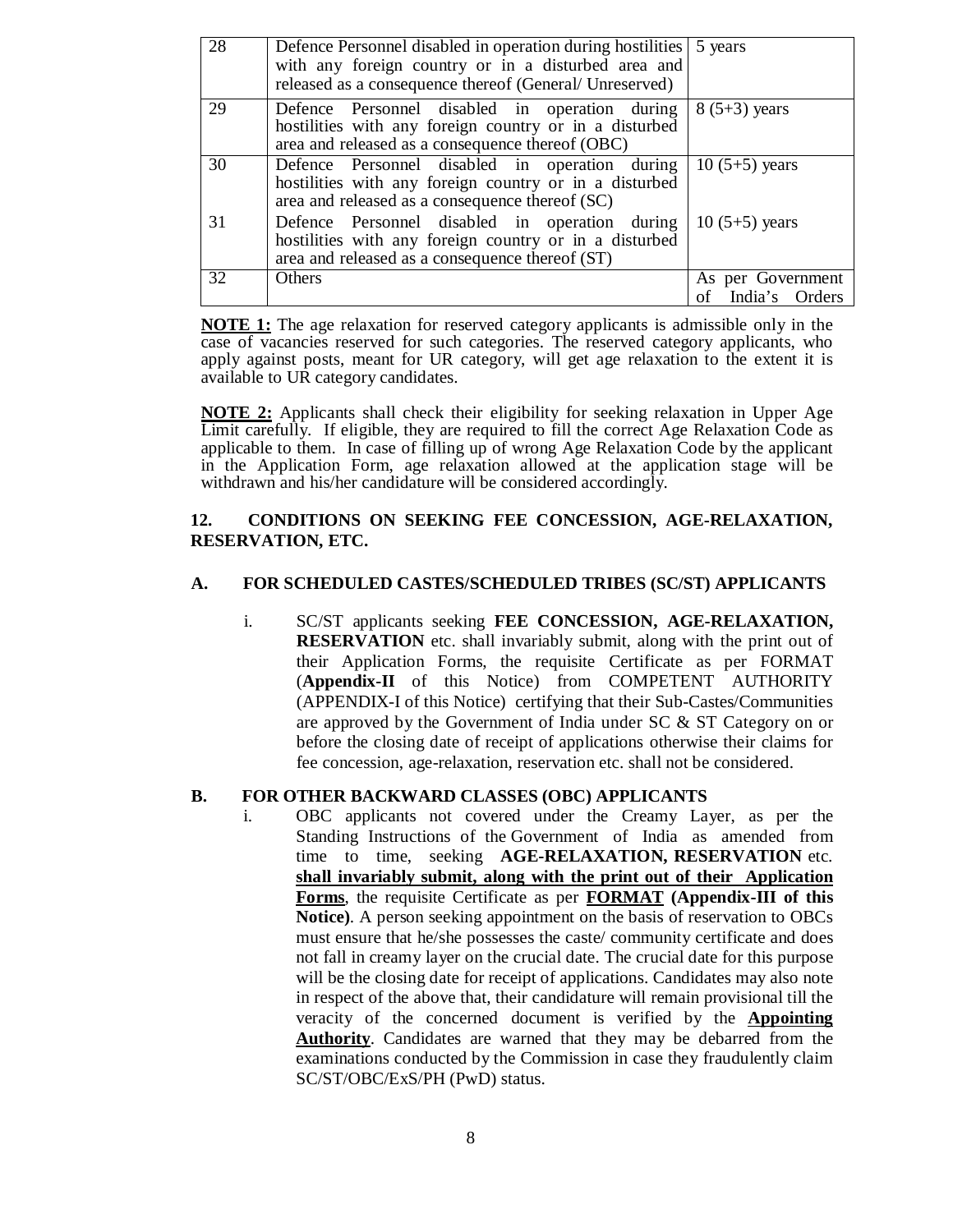| 28 | Defence Personnel disabled in operation during hostilities with any foreign country or in a disturbed area and released as a consequence thereof (General/ Unreserved) | 5 years |
|---|---|---|
| 29 | Defence Personnel disabled in operation during hostilities with any foreign country or in a disturbed area and released as a consequence thereof (OBC) | 8 (5+3) years |
| 30 | Defence Personnel disabled in operation during hostilities with any foreign country or in a disturbed area and released as a consequence thereof (SC) | 10 (5+5) years |
| 31 | Defence Personnel disabled in operation during hostilities with any foreign country or in a disturbed area and released as a consequence thereof (ST) | 10 (5+5) years |
| 32 | Others | As per Government of India's Orders |

**NOTE 1:** The age relaxation for reserved category applicants is admissible only in the case of vacancies reserved for such categories. The reserved category applicants, who apply against posts, meant for UR category, will get age relaxation to the extent it is available to UR category candidates.

**NOTE 2:** Applicants shall check their eligibility for seeking relaxation in Upper Age Limit carefully. If eligible, they are required to fill the correct Age Relaxation Code as applicable to them. In case of filling up of wrong Age Relaxation Code by the applicant in the Application Form, age relaxation allowed at the application stage will be withdrawn and his/her candidature will be considered accordingly.

## 12. CONDITIONS ON SEEKING FEE CONCESSION, AGE-RELAXATION, RESERVATION, ETC.

### A. FOR SCHEDULED CASTES/SCHEDULED TRIBES (SC/ST) APPLICANTS

i. SC/ST applicants seeking **FEE CONCESSION, AGE-RELAXATION, RESERVATION** etc. shall invariably submit, along with the print out of their Application Forms, the requisite Certificate as per FORMAT (**Appendix-II** of this Notice) from COMPETENT AUTHORITY (APPENDIX-I of this Notice) certifying that their Sub-Castes/Communities are approved by the Government of India under SC & ST Category on or before the closing date of receipt of applications otherwise their claims for fee concession, age-relaxation, reservation etc. shall not be considered.

### B. FOR OTHER BACKWARD CLASSES (OBC) APPLICANTS

i. OBC applicants not covered under the Creamy Layer, as per the Standing Instructions of the Government of India as amended from time to time, seeking **AGE-RELAXATION, RESERVATION** etc. **shall invariably submit, along with the print out of their Application Forms**, the requisite Certificate as per **FORMAT (Appendix-III of this Notice)**. A person seeking appointment on the basis of reservation to OBCs must ensure that he/she possesses the caste/ community certificate and does not fall in creamy layer on the crucial date. The crucial date for this purpose will be the closing date for receipt of applications. Candidates may also note in respect of the above that, their candidature will remain provisional till the veracity of the concerned document is verified by the **Appointing Authority**. Candidates are warned that they may be debarred from the examinations conducted by the Commission in case they fraudulently claim SC/ST/OBC/ExS/PH (PwD) status.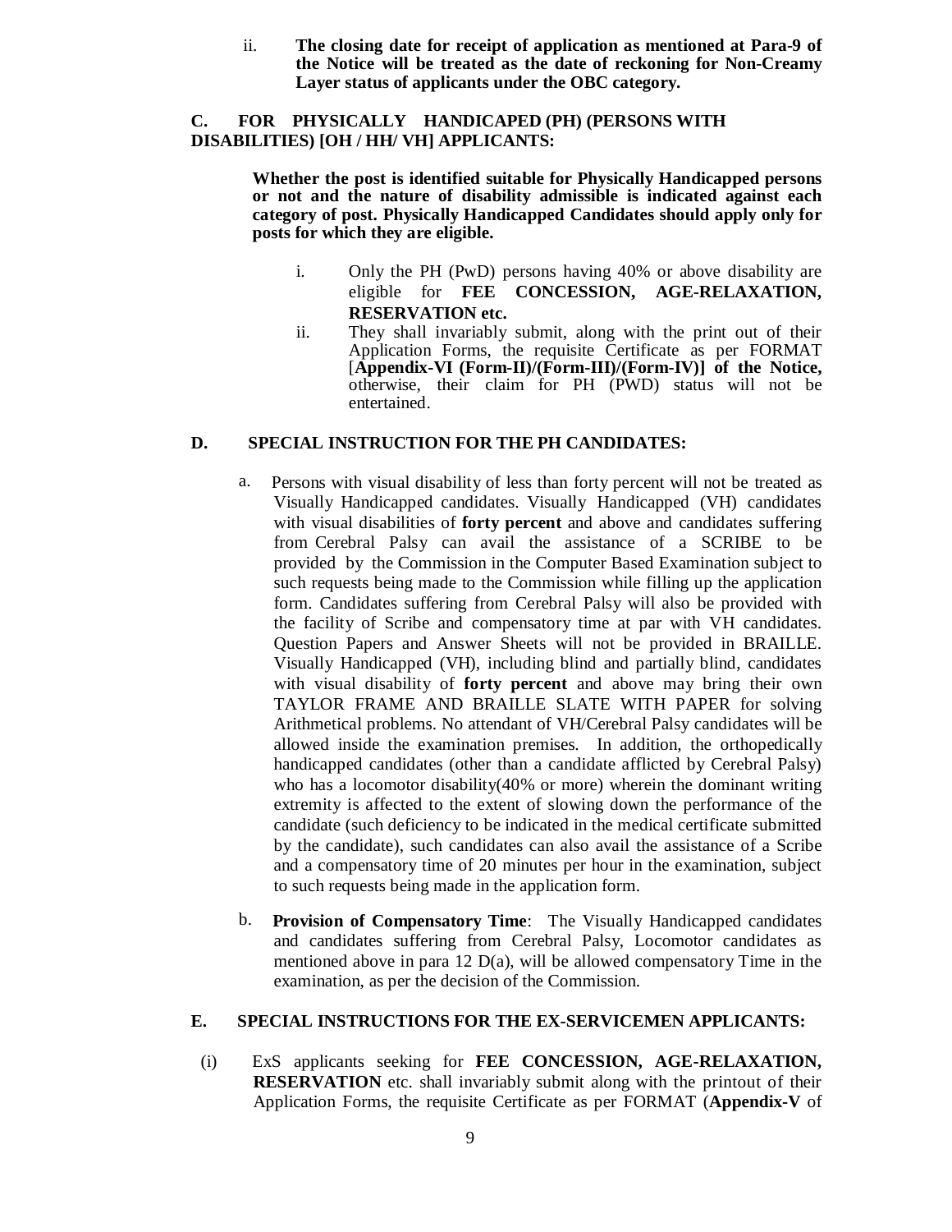ii. **The closing date for receipt of application as mentioned at Para-9 of the Notice will be treated as the date of reckoning for Non-Creamy Layer status of applicants under the OBC category.**

**C. FOR PHYSICALLY HANDICAPED (PH) (PERSONS WITH DISABILITIES) [OH / HH/ VH] APPLICANTS:**

**Whether the post is identified suitable for Physically Handicapped persons or not and the nature of disability admissible is indicated against each category of post. Physically Handicapped Candidates should apply only for posts for which they are eligible.**

i. Only the PH (PwD) persons having 40% or above disability are eligible for **FEE CONCESSION, AGE-RELAXATION, RESERVATION etc.**

ii. They shall invariably submit, along with the print out of their Application Forms, the requisite Certificate as per FORMAT [**Appendix-VI (Form-II)/(Form-III)/(Form-IV)] of the Notice,** otherwise, their claim for PH (PWD) status will not be entertained.

**D. SPECIAL INSTRUCTION FOR THE PH CANDIDATES:**

a. Persons with visual disability of less than forty percent will not be treated as Visually Handicapped candidates. Visually Handicapped (VH) candidates with visual disabilities of **forty percent** and above and candidates suffering from Cerebral Palsy can avail the assistance of a SCRIBE to be provided by the Commission in the Computer Based Examination subject to such requests being made to the Commission while filling up the application form. Candidates suffering from Cerebral Palsy will also be provided with the facility of Scribe and compensatory time at par with VH candidates. Question Papers and Answer Sheets will not be provided in BRAILLE. Visually Handicapped (VH), including blind and partially blind, candidates with visual disability of **forty percent** and above may bring their own TAYLOR FRAME AND BRAILLE SLATE WITH PAPER for solving Arithmetical problems. No attendant of VH/Cerebral Palsy candidates will be allowed inside the examination premises. In addition, the orthopedically handicapped candidates (other than a candidate afflicted by Cerebral Palsy) who has a locomotor disability(40% or more) wherein the dominant writing extremity is affected to the extent of slowing down the performance of the candidate (such deficiency to be indicated in the medical certificate submitted by the candidate), such candidates can also avail the assistance of a Scribe and a compensatory time of 20 minutes per hour in the examination, subject to such requests being made in the application form.

b. **Provision of Compensatory Time**: The Visually Handicapped candidates and candidates suffering from Cerebral Palsy, Locomotor candidates as mentioned above in para 12 D(a), will be allowed compensatory Time in the examination, as per the decision of the Commission.

**E. SPECIAL INSTRUCTIONS FOR THE EX-SERVICEMEN APPLICANTS:**

(i) ExS applicants seeking for **FEE CONCESSION, AGE-RELAXATION, RESERVATION** etc. shall invariably submit along with the printout of their Application Forms, the requisite Certificate as per FORMAT (**Appendix-V** of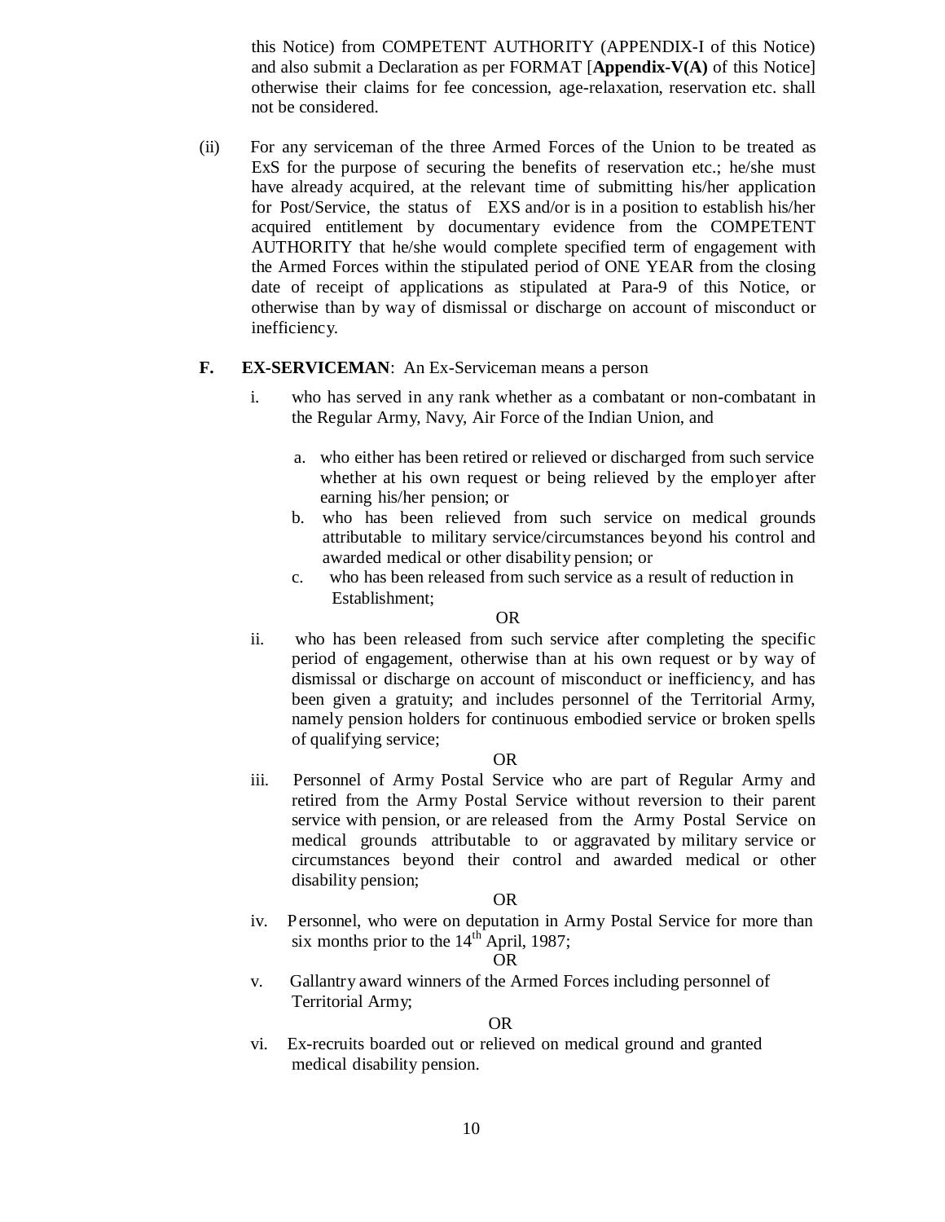this Notice) from COMPETENT AUTHORITY (APPENDIX-I of this Notice) and also submit a Declaration as per FORMAT [**Appendix-V(A)** of this Notice] otherwise their claims for fee concession, age-relaxation, reservation etc. shall not be considered.

(ii) For any serviceman of the three Armed Forces of the Union to be treated as ExS for the purpose of securing the benefits of reservation etc.; he/she must have already acquired, at the relevant time of submitting his/her application for Post/Service, the status of EXS and/or is in a position to establish his/her acquired entitlement by documentary evidence from the COMPETENT AUTHORITY that he/she would complete specified term of engagement with the Armed Forces within the stipulated period of ONE YEAR from the closing date of receipt of applications as stipulated at Para-9 of this Notice, or otherwise than by way of dismissal or discharge on account of misconduct or inefficiency.

**F. EX-SERVICEMAN**: An Ex-Serviceman means a person

i. who has served in any rank whether as a combatant or non-combatant in the Regular Army, Navy, Air Force of the Indian Union, and

   a. who either has been retired or relieved or discharged from such service whether at his own request or being relieved by the employer after earning his/her pension; or
   b. who has been relieved from such service on medical grounds attributable to military service/circumstances beyond his control and awarded medical or other disability pension; or
   c. who has been released from such service as a result of reduction in Establishment;

OR

ii. who has been released from such service after completing the specific period of engagement, otherwise than at his own request or by way of dismissal or discharge on account of misconduct or inefficiency, and has been given a gratuity; and includes personnel of the Territorial Army, namely pension holders for continuous embodied service or broken spells of qualifying service;

OR

iii. Personnel of Army Postal Service who are part of Regular Army and retired from the Army Postal Service without reversion to their parent service with pension, or are released from the Army Postal Service on medical grounds attributable to or aggravated by military service or circumstances beyond their control and awarded medical or other disability pension;

OR

iv. Personnel, who were on deputation in Army Postal Service for more than six months prior to the 14th April, 1987;

OR

v. Gallantry award winners of the Armed Forces including personnel of Territorial Army;

OR

vi. Ex-recruits boarded out or relieved on medical ground and granted medical disability pension.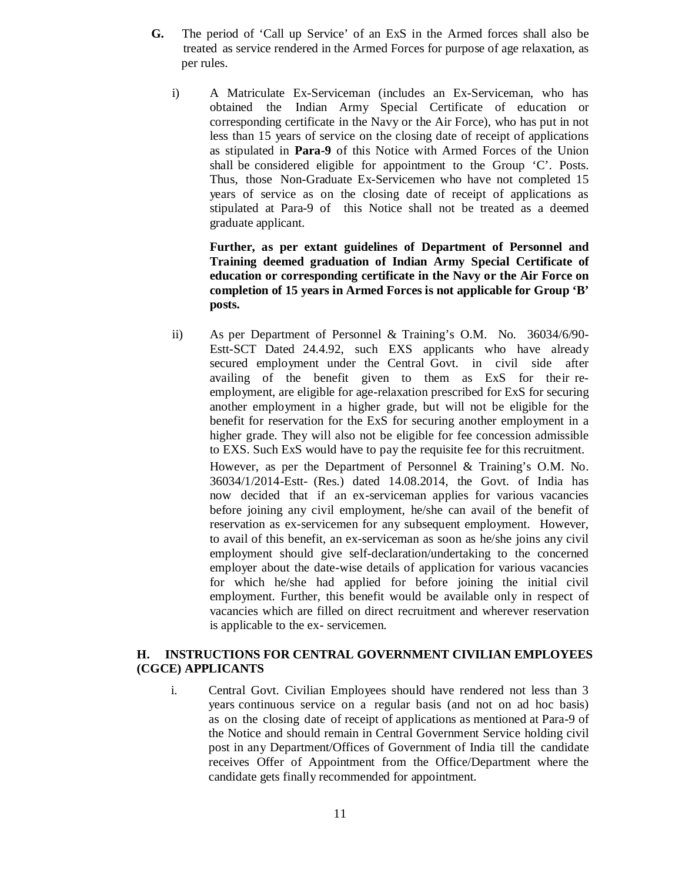**G.** The period of 'Call up Service' of an ExS in the Armed forces shall also be treated as service rendered in the Armed Forces for purpose of age relaxation, as per rules.

i) A Matriculate Ex-Serviceman (includes an Ex-Serviceman, who has obtained the Indian Army Special Certificate of education or corresponding certificate in the Navy or the Air Force), who has put in not less than 15 years of service on the closing date of receipt of applications as stipulated in **Para-9** of this Notice with Armed Forces of the Union shall be considered eligible for appointment to the Group 'C'. Posts. Thus, those Non-Graduate Ex-Servicemen who have not completed 15 years of service as on the closing date of receipt of applications as stipulated at Para-9 of this Notice shall not be treated as a deemed graduate applicant.

**Further, as per extant guidelines of Department of Personnel and Training deemed graduation of Indian Army Special Certificate of education or corresponding certificate in the Navy or the Air Force on completion of 15 years in Armed Forces is not applicable for Group 'B' posts.**

ii) As per Department of Personnel & Training's O.M. No. 36034/6/90-Estt-SCT Dated 24.4.92, such EXS applicants who have already secured employment under the Central Govt. in civil side after availing of the benefit given to them as ExS for their re-employment, are eligible for age-relaxation prescribed for ExS for securing another employment in a higher grade, but will not be eligible for the benefit for reservation for the ExS for securing another employment in a higher grade. They will also not be eligible for fee concession admissible to EXS. Such ExS would have to pay the requisite fee for this recruitment.

However, as per the Department of Personnel & Training's O.M. No. 36034/1/2014-Estt- (Res.) dated 14.08.2014, the Govt. of India has now decided that if an ex-serviceman applies for various vacancies before joining any civil employment, he/she can avail of the benefit of reservation as ex-servicemen for any subsequent employment. However, to avail of this benefit, an ex-serviceman as soon as he/she joins any civil employment should give self-declaration/undertaking to the concerned employer about the date-wise details of application for various vacancies for which he/she had applied for before joining the initial civil employment. Further, this benefit would be available only in respect of vacancies which are filled on direct recruitment and wherever reservation is applicable to the ex- servicemen.

### H. INSTRUCTIONS FOR CENTRAL GOVERNMENT CIVILIAN EMPLOYEES (CGCE) APPLICANTS

i. Central Govt. Civilian Employees should have rendered not less than 3 years continuous service on a regular basis (and not on ad hoc basis) as on the closing date of receipt of applications as mentioned at Para-9 of the Notice and should remain in Central Government Service holding civil post in any Department/Offices of Government of India till the candidate receives Offer of Appointment from the Office/Department where the candidate gets finally recommended for appointment.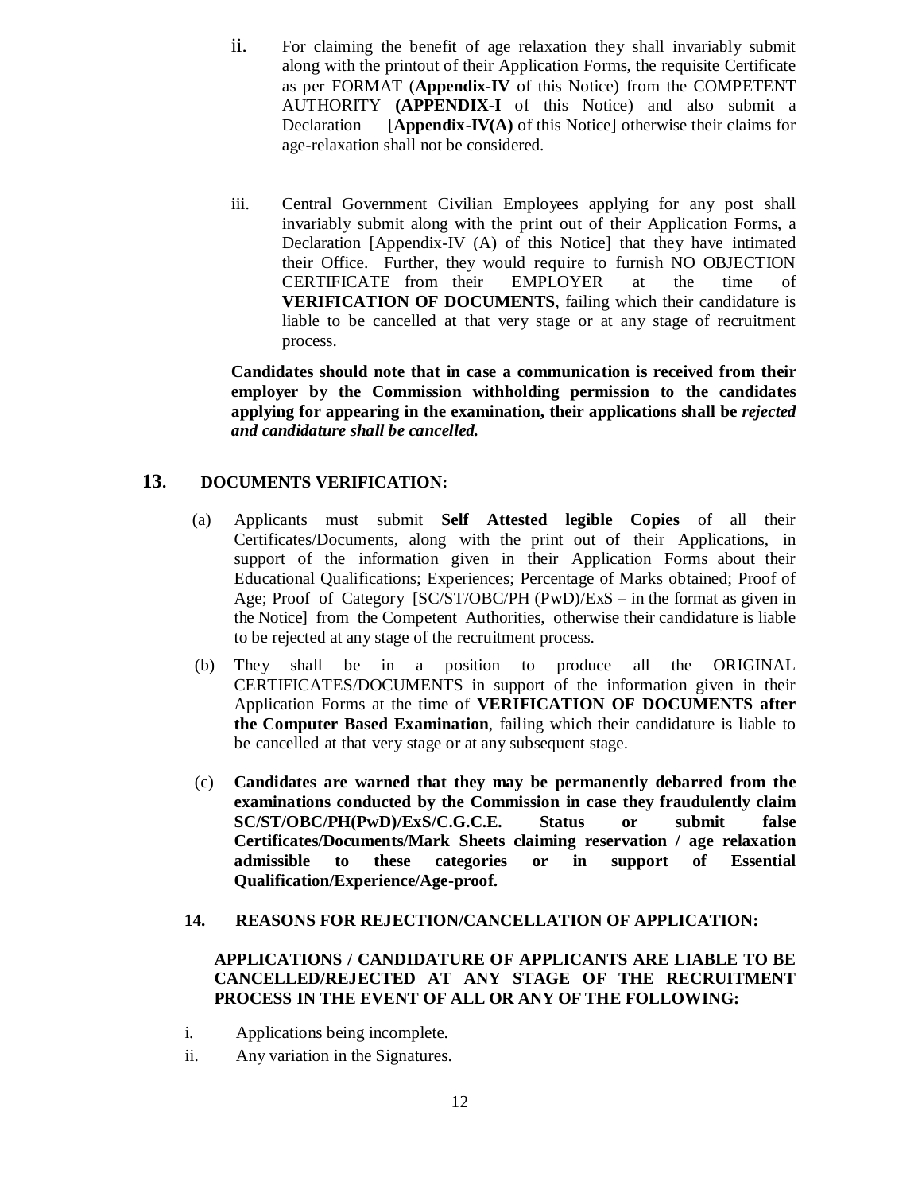ii. For claiming the benefit of age relaxation they shall invariably submit along with the printout of their Application Forms, the requisite Certificate as per FORMAT (**Appendix-IV** of this Notice) from the COMPETENT AUTHORITY **(APPENDIX-I** of this Notice) and also submit a Declaration [**Appendix-IV(A)** of this Notice] otherwise their claims for age-relaxation shall not be considered.

iii. Central Government Civilian Employees applying for any post shall invariably submit along with the print out of their Application Forms, a Declaration [Appendix-IV (A) of this Notice] that they have intimated their Office. Further, they would require to furnish NO OBJECTION CERTIFICATE from their EMPLOYER at the time of **VERIFICATION OF DOCUMENTS**, failing which their candidature is liable to be cancelled at that very stage or at any stage of recruitment process.

**Candidates should note that in case a communication is received from their employer by the Commission withholding permission to the candidates applying for appearing in the examination, their applications shall be *rejected and candidature shall be cancelled.***

## 13. DOCUMENTS VERIFICATION:

(a) Applicants must submit **Self Attested legible Copies** of all their Certificates/Documents, along with the print out of their Applications, in support of the information given in their Application Forms about their Educational Qualifications; Experiences; Percentage of Marks obtained; Proof of Age; Proof of Category [SC/ST/OBC/PH (PwD)/ExS – in the format as given in the Notice] from the Competent Authorities, otherwise their candidature is liable to be rejected at any stage of the recruitment process.

(b) They shall be in a position to produce all the ORIGINAL CERTIFICATES/DOCUMENTS in support of the information given in their Application Forms at the time of **VERIFICATION OF DOCUMENTS after the Computer Based Examination**, failing which their candidature is liable to be cancelled at that very stage or at any subsequent stage.

(c) **Candidates are warned that they may be permanently debarred from the examinations conducted by the Commission in case they fraudulently claim SC/ST/OBC/PH(PwD)/ExS/C.G.C.E. Status or submit false Certificates/Documents/Mark Sheets claiming reservation / age relaxation admissible to these categories or in support of Essential Qualification/Experience/Age-proof.**

## 14. REASONS FOR REJECTION/CANCELLATION OF APPLICATION:

**APPLICATIONS / CANDIDATURE OF APPLICANTS ARE LIABLE TO BE CANCELLED/REJECTED AT ANY STAGE OF THE RECRUITMENT PROCESS IN THE EVENT OF ALL OR ANY OF THE FOLLOWING:**

i. Applications being incomplete.

ii. Any variation in the Signatures.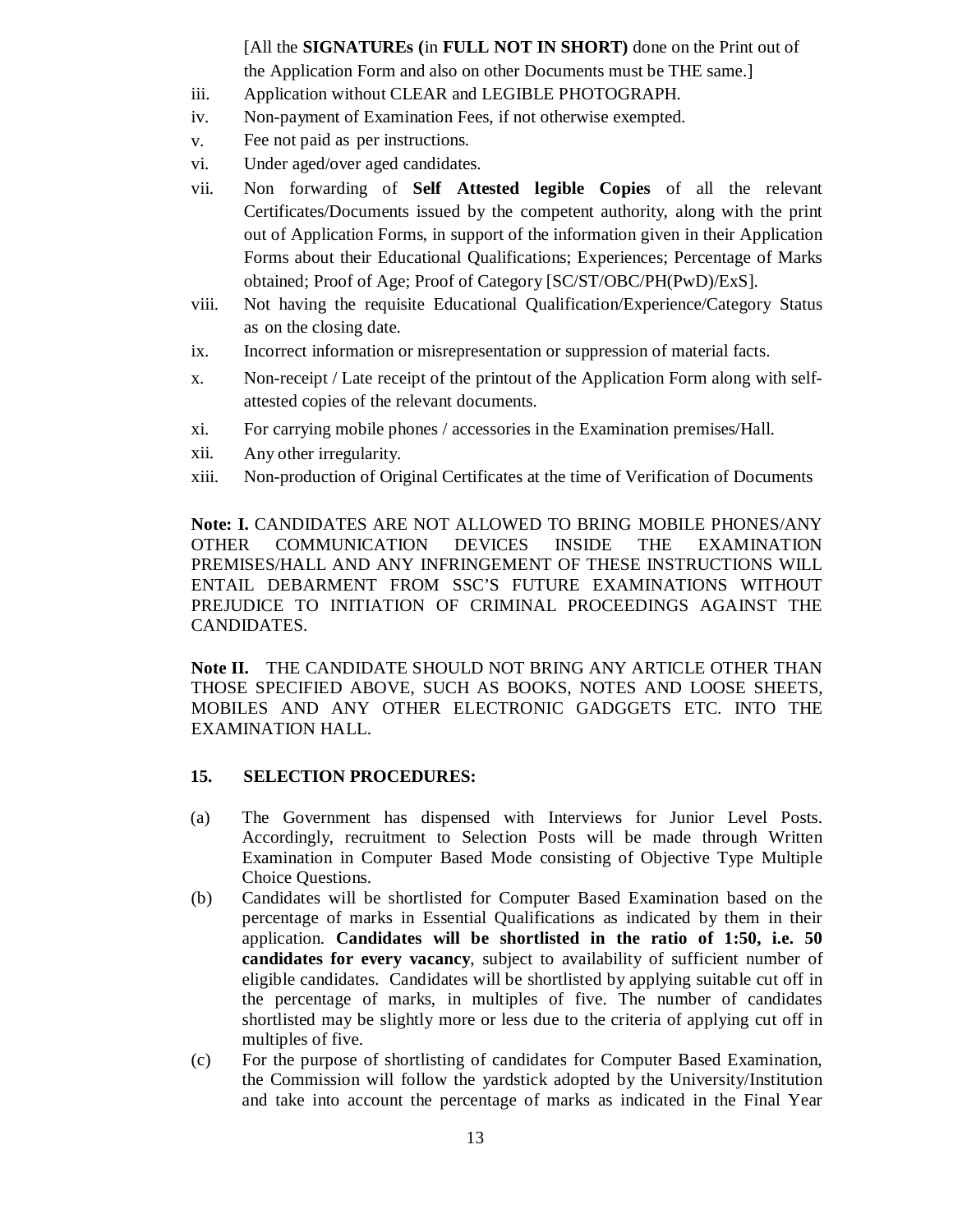[All the **SIGNATUREs (**in **FULL NOT IN SHORT)** done on the Print out of the Application Form and also on other Documents must be THE same.]

iii. Application without CLEAR and LEGIBLE PHOTOGRAPH.

iv. Non-payment of Examination Fees, if not otherwise exempted.

v. Fee not paid as per instructions.

vi. Under aged/over aged candidates.

vii. Non forwarding of **Self Attested legible Copies** of all the relevant Certificates/Documents issued by the competent authority, along with the print out of Application Forms, in support of the information given in their Application Forms about their Educational Qualifications; Experiences; Percentage of Marks obtained; Proof of Age; Proof of Category [SC/ST/OBC/PH(PwD)/ExS].

viii. Not having the requisite Educational Qualification/Experience/Category Status as on the closing date.

ix. Incorrect information or misrepresentation or suppression of material facts.

x. Non-receipt / Late receipt of the printout of the Application Form along with self-attested copies of the relevant documents.

xi. For carrying mobile phones / accessories in the Examination premises/Hall.

xii. Any other irregularity.

xiii. Non-production of Original Certificates at the time of Verification of Documents

**Note: I.** CANDIDATES ARE NOT ALLOWED TO BRING MOBILE PHONES/ANY OTHER COMMUNICATION DEVICES INSIDE THE EXAMINATION PREMISES/HALL AND ANY INFRINGEMENT OF THESE INSTRUCTIONS WILL ENTAIL DEBARMENT FROM SSC'S FUTURE EXAMINATIONS WITHOUT PREJUDICE TO INITIATION OF CRIMINAL PROCEEDINGS AGAINST THE CANDIDATES.

**Note II.** THE CANDIDATE SHOULD NOT BRING ANY ARTICLE OTHER THAN THOSE SPECIFIED ABOVE, SUCH AS BOOKS, NOTES AND LOOSE SHEETS, MOBILES AND ANY OTHER ELECTRONIC GADGGETS ETC. INTO THE EXAMINATION HALL.

**15. SELECTION PROCEDURES:**

(a) The Government has dispensed with Interviews for Junior Level Posts. Accordingly, recruitment to Selection Posts will be made through Written Examination in Computer Based Mode consisting of Objective Type Multiple Choice Questions.

(b) Candidates will be shortlisted for Computer Based Examination based on the percentage of marks in Essential Qualifications as indicated by them in their application. **Candidates will be shortlisted in the ratio of 1:50, i.e. 50 candidates for every vacancy**, subject to availability of sufficient number of eligible candidates. Candidates will be shortlisted by applying suitable cut off in the percentage of marks, in multiples of five. The number of candidates shortlisted may be slightly more or less due to the criteria of applying cut off in multiples of five.

(c) For the purpose of shortlisting of candidates for Computer Based Examination, the Commission will follow the yardstick adopted by the University/Institution and take into account the percentage of marks as indicated in the Final Year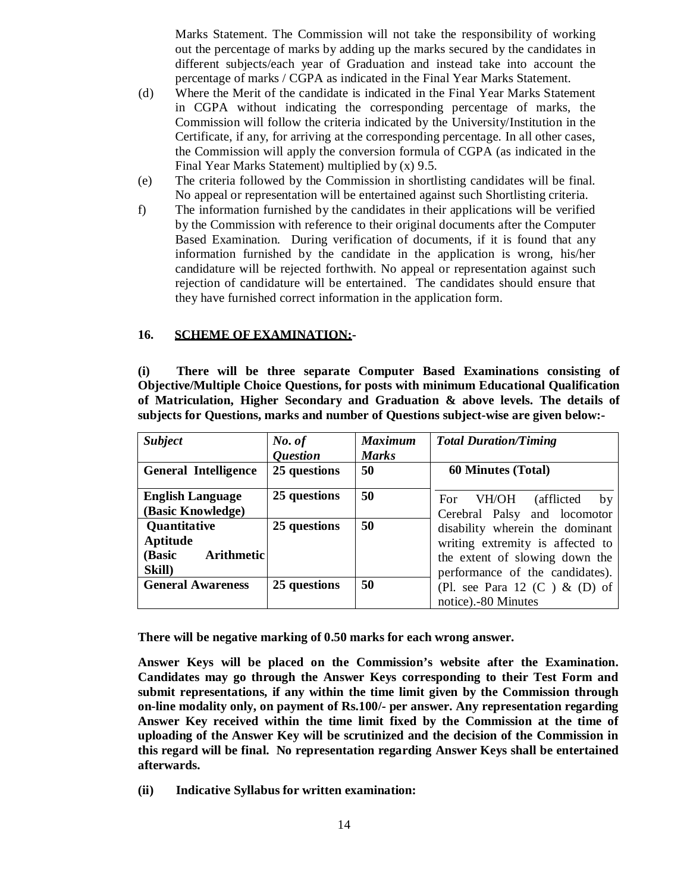Marks Statement. The Commission will not take the responsibility of working out the percentage of marks by adding up the marks secured by the candidates in different subjects/each year of Graduation and instead take into account the percentage of marks / CGPA as indicated in the Final Year Marks Statement.

(d) Where the Merit of the candidate is indicated in the Final Year Marks Statement in CGPA without indicating the corresponding percentage of marks, the Commission will follow the criteria indicated by the University/Institution in the Certificate, if any, for arriving at the corresponding percentage. In all other cases, the Commission will apply the conversion formula of CGPA (as indicated in the Final Year Marks Statement) multiplied by (x) 9.5.

(e) The criteria followed by the Commission in shortlisting candidates will be final. No appeal or representation will be entertained against such Shortlisting criteria.

f) The information furnished by the candidates in their applications will be verified by the Commission with reference to their original documents after the Computer Based Examination. During verification of documents, if it is found that any information furnished by the candidate in the application is wrong, his/her candidature will be rejected forthwith. No appeal or representation against such rejection of candidature will be entertained. The candidates should ensure that they have furnished correct information in the application form.

## 16. SCHEME OF EXAMINATION:-

**(i) There will be three separate Computer Based Examinations consisting of Objective/Multiple Choice Questions, for posts with minimum Educational Qualification of Matriculation, Higher Secondary and Graduation & above levels. The details of subjects for Questions, marks and number of Questions subject-wise are given below:-**

| *Subject* | *No. of Question* | *Maximum Marks* | *Total Duration/Timing* |
|---|---|---|---|
| **General Intelligence** | **25 questions** | **50** | **60 Minutes (Total)** |
| **English Language (Basic Knowledge)** | **25 questions** | **50** | For VH/OH (afflicted by Cerebral Palsy and locomotor disability wherein the dominant writing extremity is affected to the extent of slowing down the performance of the candidates). (Pl. see Para 12 (C ) & (D) of notice).-80 Minutes |
| **Quantitative Aptitude (Basic Arithmetic Skill)** | **25 questions** | **50** | |
| **General Awareness** | **25 questions** | **50** | |

**There will be negative marking of 0.50 marks for each wrong answer.**

**Answer Keys will be placed on the Commission's website after the Examination. Candidates may go through the Answer Keys corresponding to their Test Form and submit representations, if any within the time limit given by the Commission through on-line modality only, on payment of Rs.100/- per answer. Any representation regarding Answer Key received within the time limit fixed by the Commission at the time of uploading of the Answer Key will be scrutinized and the decision of the Commission in this regard will be final. No representation regarding Answer Keys shall be entertained afterwards.**

**(ii) Indicative Syllabus for written examination:**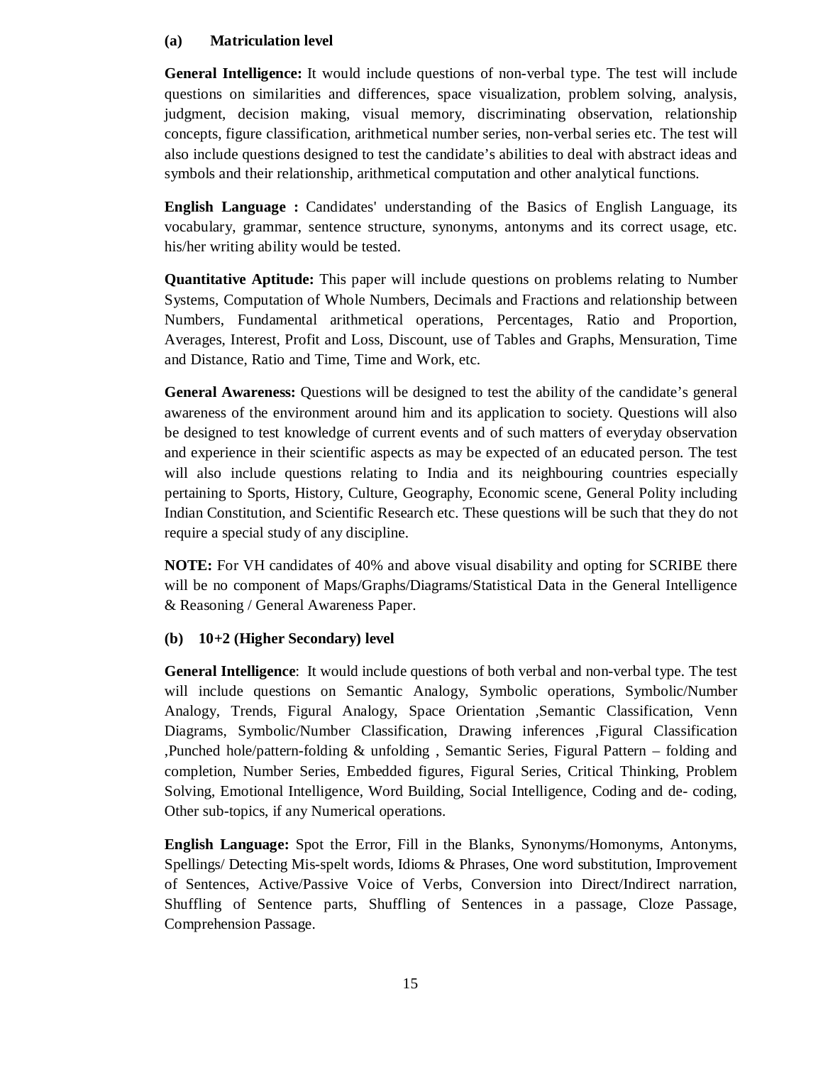### (a) Matriculation level

**General Intelligence:** It would include questions of non-verbal type. The test will include questions on similarities and differences, space visualization, problem solving, analysis, judgment, decision making, visual memory, discriminating observation, relationship concepts, figure classification, arithmetical number series, non-verbal series etc. The test will also include questions designed to test the candidate's abilities to deal with abstract ideas and symbols and their relationship, arithmetical computation and other analytical functions.

**English Language :** Candidates' understanding of the Basics of English Language, its vocabulary, grammar, sentence structure, synonyms, antonyms and its correct usage, etc. his/her writing ability would be tested.

**Quantitative Aptitude:** This paper will include questions on problems relating to Number Systems, Computation of Whole Numbers, Decimals and Fractions and relationship between Numbers, Fundamental arithmetical operations, Percentages, Ratio and Proportion, Averages, Interest, Profit and Loss, Discount, use of Tables and Graphs, Mensuration, Time and Distance, Ratio and Time, Time and Work, etc.

**General Awareness:** Questions will be designed to test the ability of the candidate's general awareness of the environment around him and its application to society. Questions will also be designed to test knowledge of current events and of such matters of everyday observation and experience in their scientific aspects as may be expected of an educated person. The test will also include questions relating to India and its neighbouring countries especially pertaining to Sports, History, Culture, Geography, Economic scene, General Polity including Indian Constitution, and Scientific Research etc. These questions will be such that they do not require a special study of any discipline.

**NOTE:** For VH candidates of 40% and above visual disability and opting for SCRIBE there will be no component of Maps/Graphs/Diagrams/Statistical Data in the General Intelligence & Reasoning / General Awareness Paper.

### (b) 10+2 (Higher Secondary) level

**General Intelligence**: It would include questions of both verbal and non-verbal type. The test will include questions on Semantic Analogy, Symbolic operations, Symbolic/Number Analogy, Trends, Figural Analogy, Space Orientation ,Semantic Classification, Venn Diagrams, Symbolic/Number Classification, Drawing inferences ,Figural Classification ,Punched hole/pattern-folding & unfolding , Semantic Series, Figural Pattern – folding and completion, Number Series, Embedded figures, Figural Series, Critical Thinking, Problem Solving, Emotional Intelligence, Word Building, Social Intelligence, Coding and de- coding, Other sub-topics, if any Numerical operations.

**English Language:** Spot the Error, Fill in the Blanks, Synonyms/Homonyms, Antonyms, Spellings/ Detecting Mis-spelt words, Idioms & Phrases, One word substitution, Improvement of Sentences, Active/Passive Voice of Verbs, Conversion into Direct/Indirect narration, Shuffling of Sentence parts, Shuffling of Sentences in a passage, Cloze Passage, Comprehension Passage.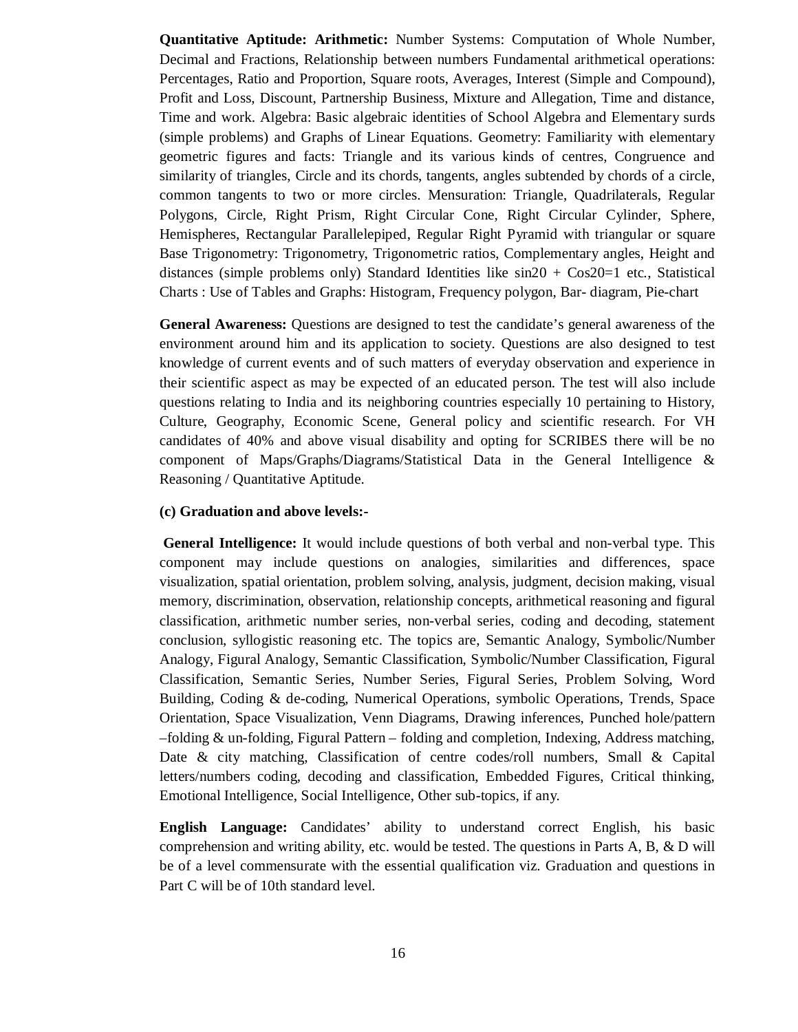**Quantitative Aptitude: Arithmetic:** Number Systems: Computation of Whole Number, Decimal and Fractions, Relationship between numbers Fundamental arithmetical operations: Percentages, Ratio and Proportion, Square roots, Averages, Interest (Simple and Compound), Profit and Loss, Discount, Partnership Business, Mixture and Allegation, Time and distance, Time and work. Algebra: Basic algebraic identities of School Algebra and Elementary surds (simple problems) and Graphs of Linear Equations. Geometry: Familiarity with elementary geometric figures and facts: Triangle and its various kinds of centres, Congruence and similarity of triangles, Circle and its chords, tangents, angles subtended by chords of a circle, common tangents to two or more circles. Mensuration: Triangle, Quadrilaterals, Regular Polygons, Circle, Right Prism, Right Circular Cone, Right Circular Cylinder, Sphere, Hemispheres, Rectangular Parallelepiped, Regular Right Pyramid with triangular or square Base Trigonometry: Trigonometry, Trigonometric ratios, Complementary angles, Height and distances (simple problems only) Standard Identities like sin20 + Cos20=1 etc., Statistical Charts : Use of Tables and Graphs: Histogram, Frequency polygon, Bar- diagram, Pie-chart

**General Awareness:** Questions are designed to test the candidate's general awareness of the environment around him and its application to society. Questions are also designed to test knowledge of current events and of such matters of everyday observation and experience in their scientific aspect as may be expected of an educated person. The test will also include questions relating to India and its neighboring countries especially 10 pertaining to History, Culture, Geography, Economic Scene, General policy and scientific research. For VH candidates of 40% and above visual disability and opting for SCRIBES there will be no component of Maps/Graphs/Diagrams/Statistical Data in the General Intelligence & Reasoning / Quantitative Aptitude.

**(c) Graduation and above levels:-**

**General Intelligence:** It would include questions of both verbal and non-verbal type. This component may include questions on analogies, similarities and differences, space visualization, spatial orientation, problem solving, analysis, judgment, decision making, visual memory, discrimination, observation, relationship concepts, arithmetical reasoning and figural classification, arithmetic number series, non-verbal series, coding and decoding, statement conclusion, syllogistic reasoning etc. The topics are, Semantic Analogy, Symbolic/Number Analogy, Figural Analogy, Semantic Classification, Symbolic/Number Classification, Figural Classification, Semantic Series, Number Series, Figural Series, Problem Solving, Word Building, Coding & de-coding, Numerical Operations, symbolic Operations, Trends, Space Orientation, Space Visualization, Venn Diagrams, Drawing inferences, Punched hole/pattern –folding & un-folding, Figural Pattern – folding and completion, Indexing, Address matching, Date & city matching, Classification of centre codes/roll numbers, Small & Capital letters/numbers coding, decoding and classification, Embedded Figures, Critical thinking, Emotional Intelligence, Social Intelligence, Other sub-topics, if any.

**English Language:** Candidates' ability to understand correct English, his basic comprehension and writing ability, etc. would be tested. The questions in Parts A, B, & D will be of a level commensurate with the essential qualification viz. Graduation and questions in Part C will be of 10th standard level.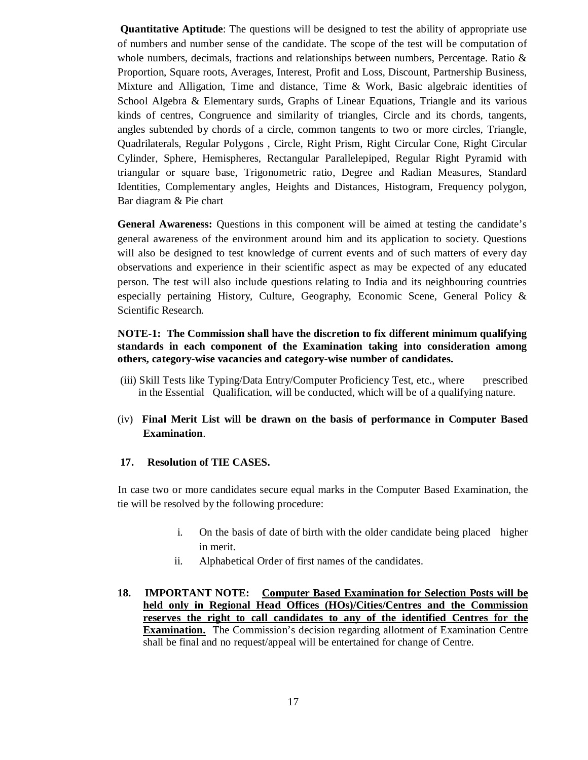**Quantitative Aptitude**: The questions will be designed to test the ability of appropriate use of numbers and number sense of the candidate. The scope of the test will be computation of whole numbers, decimals, fractions and relationships between numbers, Percentage. Ratio & Proportion, Square roots, Averages, Interest, Profit and Loss, Discount, Partnership Business, Mixture and Alligation, Time and distance, Time & Work, Basic algebraic identities of School Algebra & Elementary surds, Graphs of Linear Equations, Triangle and its various kinds of centres, Congruence and similarity of triangles, Circle and its chords, tangents, angles subtended by chords of a circle, common tangents to two or more circles, Triangle, Quadrilaterals, Regular Polygons , Circle, Right Prism, Right Circular Cone, Right Circular Cylinder, Sphere, Hemispheres, Rectangular Parallelepiped, Regular Right Pyramid with triangular or square base, Trigonometric ratio, Degree and Radian Measures, Standard Identities, Complementary angles, Heights and Distances, Histogram, Frequency polygon, Bar diagram & Pie chart

**General Awareness:** Questions in this component will be aimed at testing the candidate's general awareness of the environment around him and its application to society. Questions will also be designed to test knowledge of current events and of such matters of every day observations and experience in their scientific aspect as may be expected of any educated person. The test will also include questions relating to India and its neighbouring countries especially pertaining History, Culture, Geography, Economic Scene, General Policy & Scientific Research.

**NOTE-1: The Commission shall have the discretion to fix different minimum qualifying standards in each component of the Examination taking into consideration among others, category-wise vacancies and category-wise number of candidates.**

(iii) Skill Tests like Typing/Data Entry/Computer Proficiency Test, etc., where prescribed in the Essential Qualification, will be conducted, which will be of a qualifying nature.

(iv) **Final Merit List will be drawn on the basis of performance in Computer Based Examination**.

**17. Resolution of TIE CASES.**

In case two or more candidates secure equal marks in the Computer Based Examination, the tie will be resolved by the following procedure:

i. On the basis of date of birth with the older candidate being placed higher in merit.

ii. Alphabetical Order of first names of the candidates.

**18. IMPORTANT NOTE:** **Computer Based Examination for Selection Posts will be held only in Regional Head Offices (HOs)/Cities/Centres and the Commission reserves the right to call candidates to any of the identified Centres for the Examination.** The Commission's decision regarding allotment of Examination Centre shall be final and no request/appeal will be entertained for change of Centre.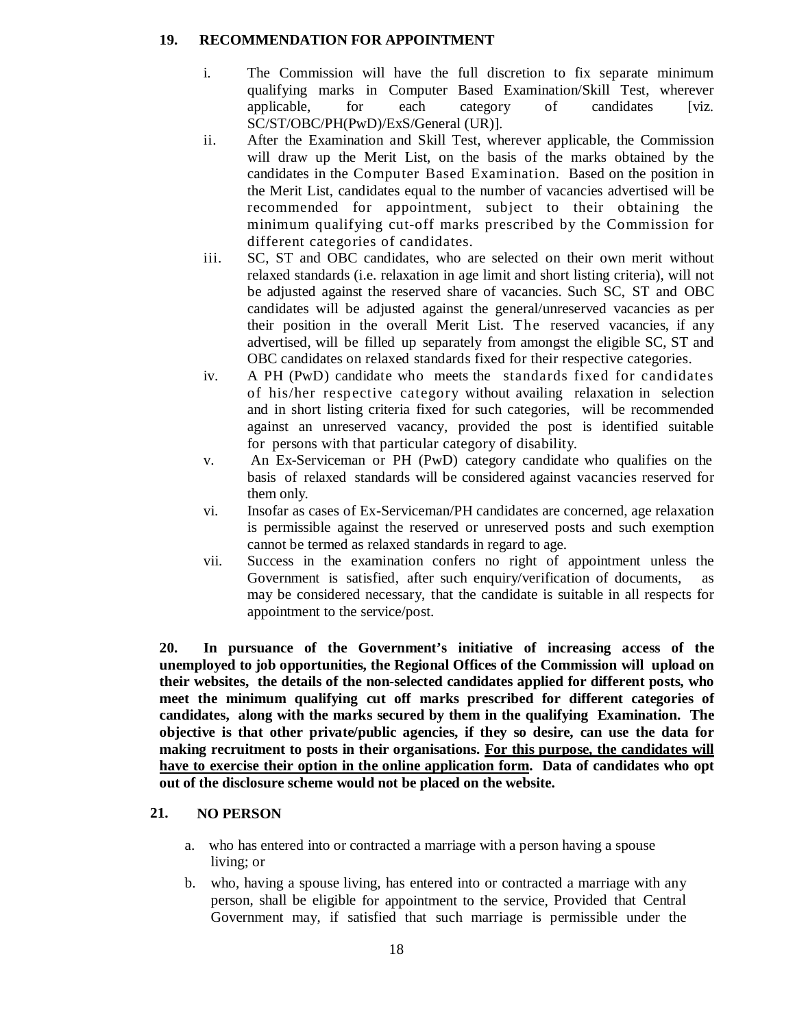## 19. RECOMMENDATION FOR APPOINTMENT

i. The Commission will have the full discretion to fix separate minimum qualifying marks in Computer Based Examination/Skill Test, wherever applicable, for each category of candidates [viz. SC/ST/OBC/PH(PwD)/ExS/General (UR)].

ii. After the Examination and Skill Test, wherever applicable, the Commission will draw up the Merit List, on the basis of the marks obtained by the candidates in the Computer Based Examination. Based on the position in the Merit List, candidates equal to the number of vacancies advertised will be recommended for appointment, subject to their obtaining the minimum qualifying cut-off marks prescribed by the Commission for different categories of candidates.

iii. SC, ST and OBC candidates, who are selected on their own merit without relaxed standards (i.e. relaxation in age limit and short listing criteria), will not be adjusted against the reserved share of vacancies. Such SC, ST and OBC candidates will be adjusted against the general/unreserved vacancies as per their position in the overall Merit List. The reserved vacancies, if any advertised, will be filled up separately from amongst the eligible SC, ST and OBC candidates on relaxed standards fixed for their respective categories.

iv. A PH (PwD) candidate who meets the standards fixed for candidates of his/her respective category without availing relaxation in selection and in short listing criteria fixed for such categories, will be recommended against an unreserved vacancy, provided the post is identified suitable for persons with that particular category of disability.

v. An Ex-Serviceman or PH (PwD) category candidate who qualifies on the basis of relaxed standards will be considered against vacancies reserved for them only.

vi. Insofar as cases of Ex-Serviceman/PH candidates are concerned, age relaxation is permissible against the reserved or unreserved posts and such exemption cannot be termed as relaxed standards in regard to age.

vii. Success in the examination confers no right of appointment unless the Government is satisfied, after such enquiry/verification of documents, as may be considered necessary, that the candidate is suitable in all respects for appointment to the service/post.

**20. In pursuance of the Government's initiative of increasing access of the unemployed to job opportunities, the Regional Offices of the Commission will upload on their websites, the details of the non-selected candidates applied for different posts, who meet the minimum qualifying cut off marks prescribed for different categories of candidates, along with the marks secured by them in the qualifying Examination. The objective is that other private/public agencies, if they so desire, can use the data for making recruitment to posts in their organisations. <u>For this purpose, the candidates will have to exercise their option in the online application form</u>. Data of candidates who opt out of the disclosure scheme would not be placed on the website.**

## 21. NO PERSON

a. who has entered into or contracted a marriage with a person having a spouse living; or

b. who, having a spouse living, has entered into or contracted a marriage with any person, shall be eligible for appointment to the service, Provided that Central Government may, if satisfied that such marriage is permissible under the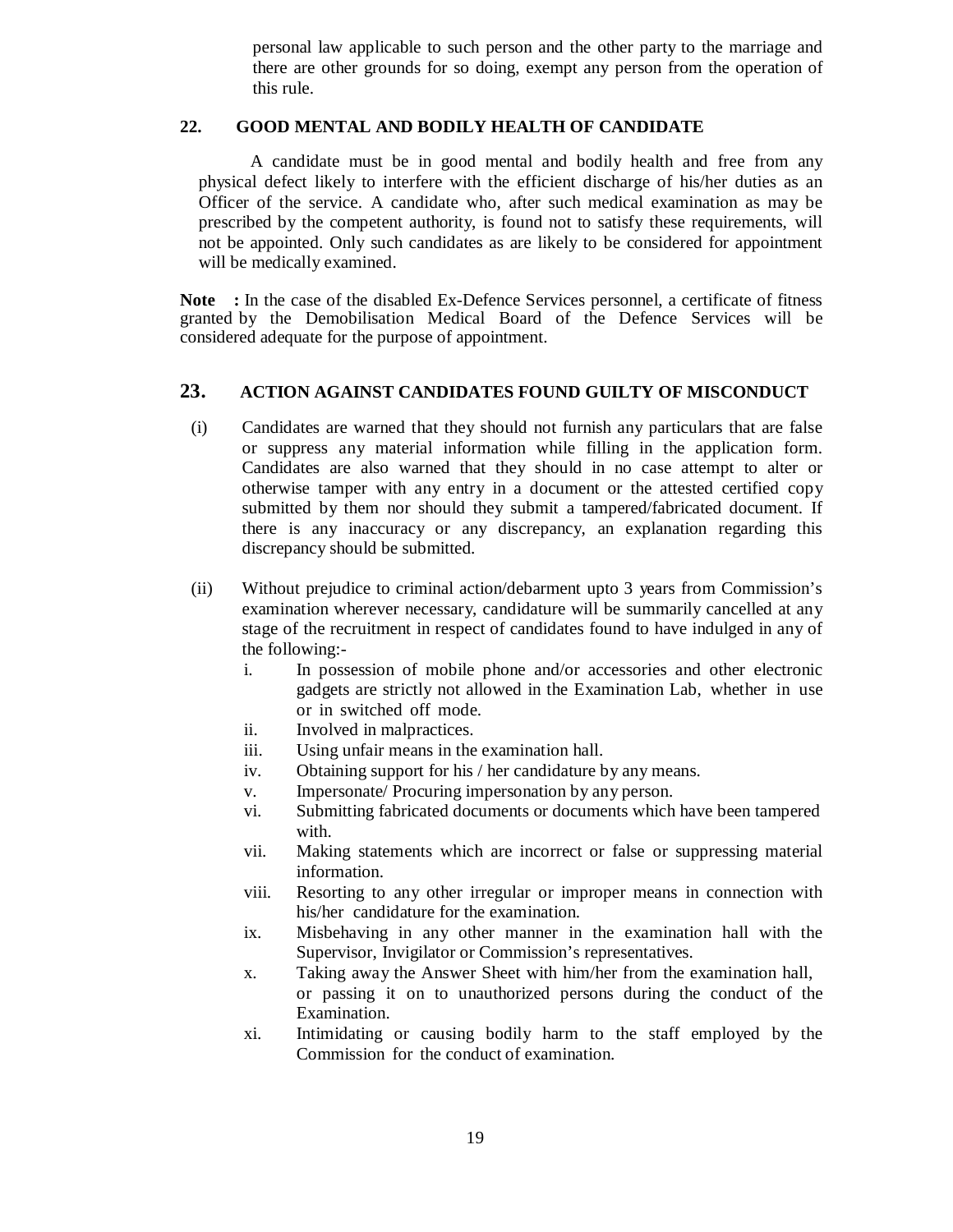personal law applicable to such person and the other party to the marriage and there are other grounds for so doing, exempt any person from the operation of this rule.

## 22. GOOD MENTAL AND BODILY HEALTH OF CANDIDATE

A candidate must be in good mental and bodily health and free from any physical defect likely to interfere with the efficient discharge of his/her duties as an Officer of the service. A candidate who, after such medical examination as may be prescribed by the competent authority, is found not to satisfy these requirements, will not be appointed. Only such candidates as are likely to be considered for appointment will be medically examined.

**Note :** In the case of the disabled Ex-Defence Services personnel, a certificate of fitness granted by the Demobilisation Medical Board of the Defence Services will be considered adequate for the purpose of appointment.

## 23. ACTION AGAINST CANDIDATES FOUND GUILTY OF MISCONDUCT

(i) Candidates are warned that they should not furnish any particulars that are false or suppress any material information while filling in the application form. Candidates are also warned that they should in no case attempt to alter or otherwise tamper with any entry in a document or the attested certified copy submitted by them nor should they submit a tampered/fabricated document. If there is any inaccuracy or any discrepancy, an explanation regarding this discrepancy should be submitted.

(ii) Without prejudice to criminal action/debarment upto 3 years from Commission's examination wherever necessary, candidature will be summarily cancelled at any stage of the recruitment in respect of candidates found to have indulged in any of the following:-

i. In possession of mobile phone and/or accessories and other electronic gadgets are strictly not allowed in the Examination Lab, whether in use or in switched off mode.
ii. Involved in malpractices.
iii. Using unfair means in the examination hall.
iv. Obtaining support for his / her candidature by any means.
v. Impersonate/ Procuring impersonation by any person.
vi. Submitting fabricated documents or documents which have been tampered with.
vii. Making statements which are incorrect or false or suppressing material information.
viii. Resorting to any other irregular or improper means in connection with his/her candidature for the examination.
ix. Misbehaving in any other manner in the examination hall with the Supervisor, Invigilator or Commission's representatives.
x. Taking away the Answer Sheet with him/her from the examination hall, or passing it on to unauthorized persons during the conduct of the Examination.
xi. Intimidating or causing bodily harm to the staff employed by the Commission for the conduct of examination.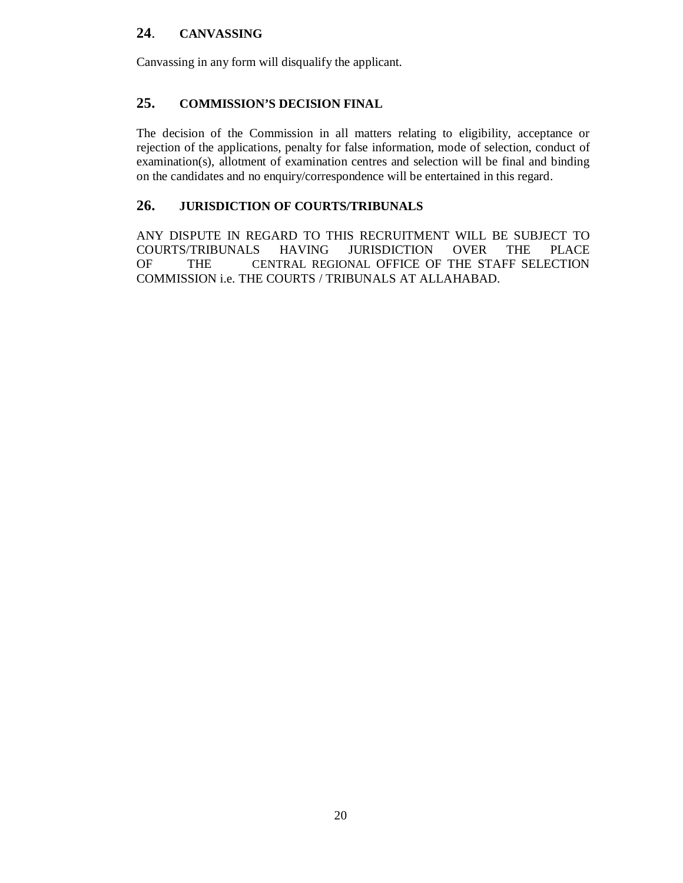## 24. CANVASSING

Canvassing in any form will disqualify the applicant.

## 25. COMMISSION'S DECISION FINAL

The decision of the Commission in all matters relating to eligibility, acceptance or rejection of the applications, penalty for false information, mode of selection, conduct of examination(s), allotment of examination centres and selection will be final and binding on the candidates and no enquiry/correspondence will be entertained in this regard.

## 26. JURISDICTION OF COURTS/TRIBUNALS

ANY DISPUTE IN REGARD TO THIS RECRUITMENT WILL BE SUBJECT TO COURTS/TRIBUNALS HAVING JURISDICTION OVER THE PLACE OF THE CENTRAL REGIONAL OFFICE OF THE STAFF SELECTION COMMISSION i.e. THE COURTS / TRIBUNALS AT ALLAHABAD.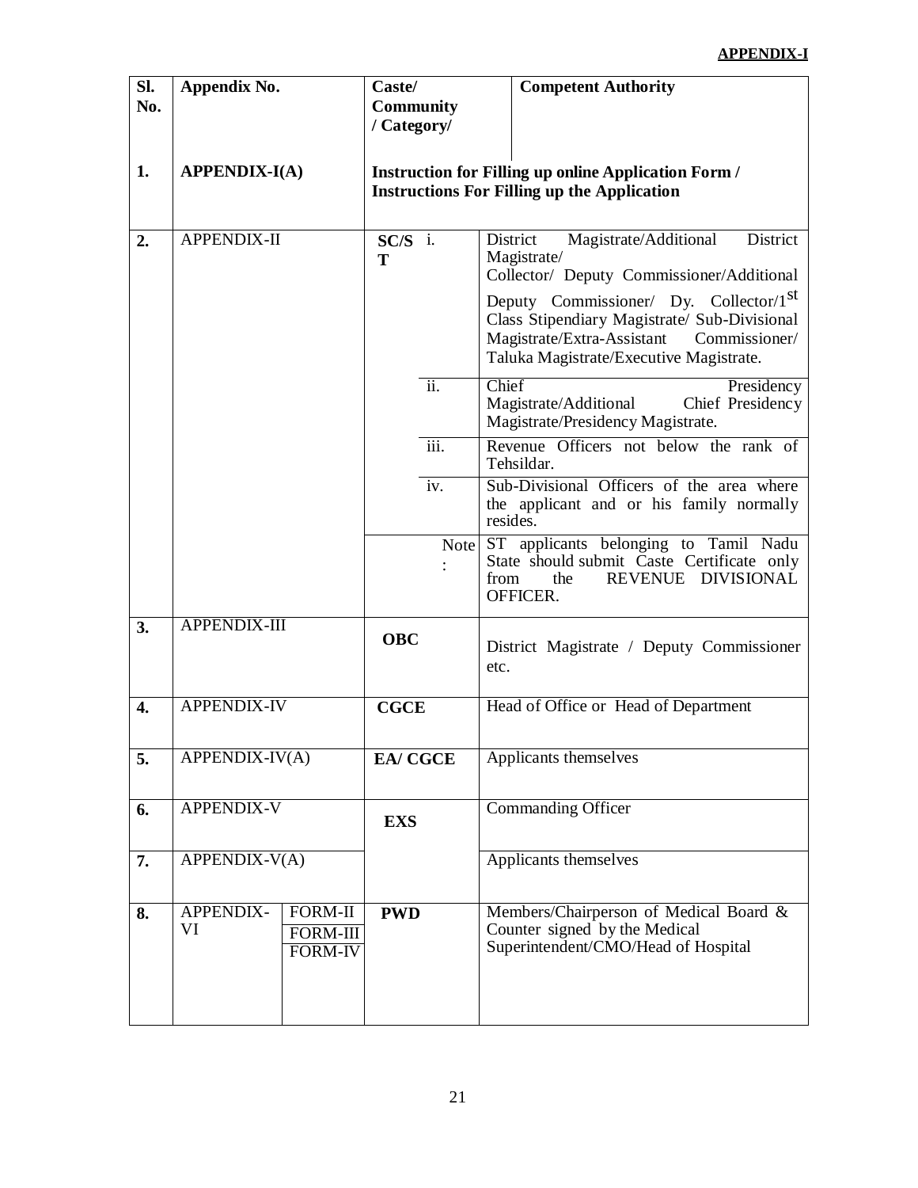**APPENDIX-I**

| Sl. No. | Appendix No. | Caste/ Community / Category/ | | Competent Authority |
|---|---|---|---|---|
| **1.** | **APPENDIX-I(A)** | **Instruction for Filling up online Application Form / Instructions For Filling up the Application** | | |
| **2.** | APPENDIX-II | **SC/ST** | i. | District Magistrate/Additional District Magistrate/ Collector/ Deputy Commissioner/Additional Deputy Commissioner/ Dy. Collector/1st Class Stipendiary Magistrate/ Sub-Divisional Magistrate/Extra-Assistant Commissioner/ Taluka Magistrate/Executive Magistrate. |
| | | | ii. | Chief Presidency Magistrate/Additional Chief Presidency Magistrate/Presidency Magistrate. |
| | | | iii. | Revenue Officers not below the rank of Tehsildar. |
| | | | iv. | Sub-Divisional Officers of the area where the applicant and or his family normally resides. |
| | | | Note : | ST applicants belonging to Tamil Nadu State should submit Caste Certificate only from the REVENUE DIVISIONAL OFFICER. |
| **3.** | APPENDIX-III | **OBC** | | District Magistrate / Deputy Commissioner etc. |
| **4.** | APPENDIX-IV | **CGCE** | | Head of Office or Head of Department |
| **5.** | APPENDIX-IV(A) | **EA/ CGCE** | | Applicants themselves |
| **6.** | APPENDIX-V | **EXS** | | Commanding Officer |
| **7.** | APPENDIX-V(A) | | | Applicants themselves |
| **8.** | APPENDIX-VI: FORM-II, FORM-III, FORM-IV | **PWD** | | Members/Chairperson of Medical Board & Counter signed by the Medical Superintendent/CMO/Head of Hospital |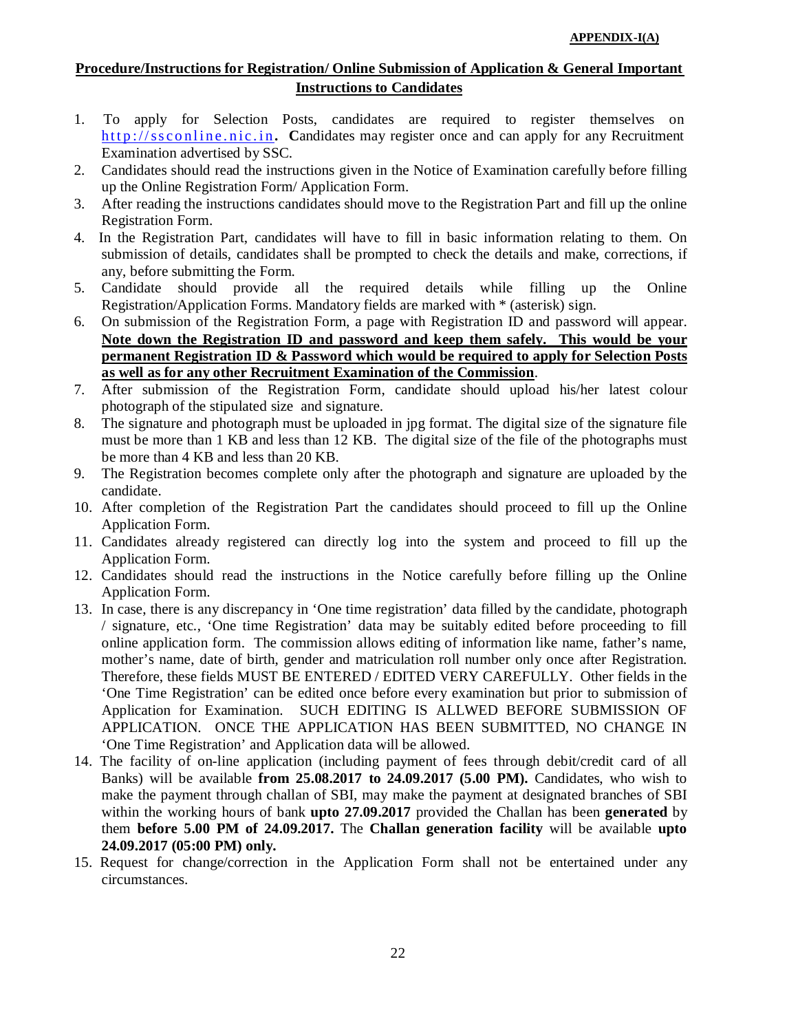**APPENDIX-I(A)**

## Procedure/Instructions for Registration/ Online Submission of Application & General Important Instructions to Candidates

1. To apply for Selection Posts, candidates are required to register themselves on http://ssconline.nic.in**.** **C**andidates may register once and can apply for any Recruitment Examination advertised by SSC.
2. Candidates should read the instructions given in the Notice of Examination carefully before filling up the Online Registration Form/ Application Form.
3. After reading the instructions candidates should move to the Registration Part and fill up the online Registration Form.
4. In the Registration Part, candidates will have to fill in basic information relating to them. On submission of details, candidates shall be prompted to check the details and make, corrections, if any, before submitting the Form.
5. Candidate should provide all the required details while filling up the Online Registration/Application Forms. Mandatory fields are marked with * (asterisk) sign.
6. On submission of the Registration Form, a page with Registration ID and password will appear. **Note down the Registration ID and password and keep them safely. This would be your permanent Registration ID & Password which would be required to apply for Selection Posts as well as for any other Recruitment Examination of the Commission**.
7. After submission of the Registration Form, candidate should upload his/her latest colour photograph of the stipulated size and signature.
8. The signature and photograph must be uploaded in jpg format. The digital size of the signature file must be more than 1 KB and less than 12 KB. The digital size of the file of the photographs must be more than 4 KB and less than 20 KB.
9. The Registration becomes complete only after the photograph and signature are uploaded by the candidate.
10. After completion of the Registration Part the candidates should proceed to fill up the Online Application Form.
11. Candidates already registered can directly log into the system and proceed to fill up the Application Form.
12. Candidates should read the instructions in the Notice carefully before filling up the Online Application Form.
13. In case, there is any discrepancy in 'One time registration' data filled by the candidate, photograph / signature, etc., 'One time Registration' data may be suitably edited before proceeding to fill online application form. The commission allows editing of information like name, father's name, mother's name, date of birth, gender and matriculation roll number only once after Registration. Therefore, these fields MUST BE ENTERED / EDITED VERY CAREFULLY. Other fields in the 'One Time Registration' can be edited once before every examination but prior to submission of Application for Examination. SUCH EDITING IS ALLWED BEFORE SUBMISSION OF APPLICATION. ONCE THE APPLICATION HAS BEEN SUBMITTED, NO CHANGE IN 'One Time Registration' and Application data will be allowed.
14. The facility of on-line application (including payment of fees through debit/credit card of all Banks) will be available **from 25.08.2017 to 24.09.2017 (5.00 PM).** Candidates, who wish to make the payment through challan of SBI, may make the payment at designated branches of SBI within the working hours of bank **upto 27.09.2017** provided the Challan has been **generated** by them **before 5.00 PM of 24.09.2017.** The **Challan generation facility** will be available **upto 24.09.2017 (05:00 PM) only.**
15. Request for change/correction in the Application Form shall not be entertained under any circumstances.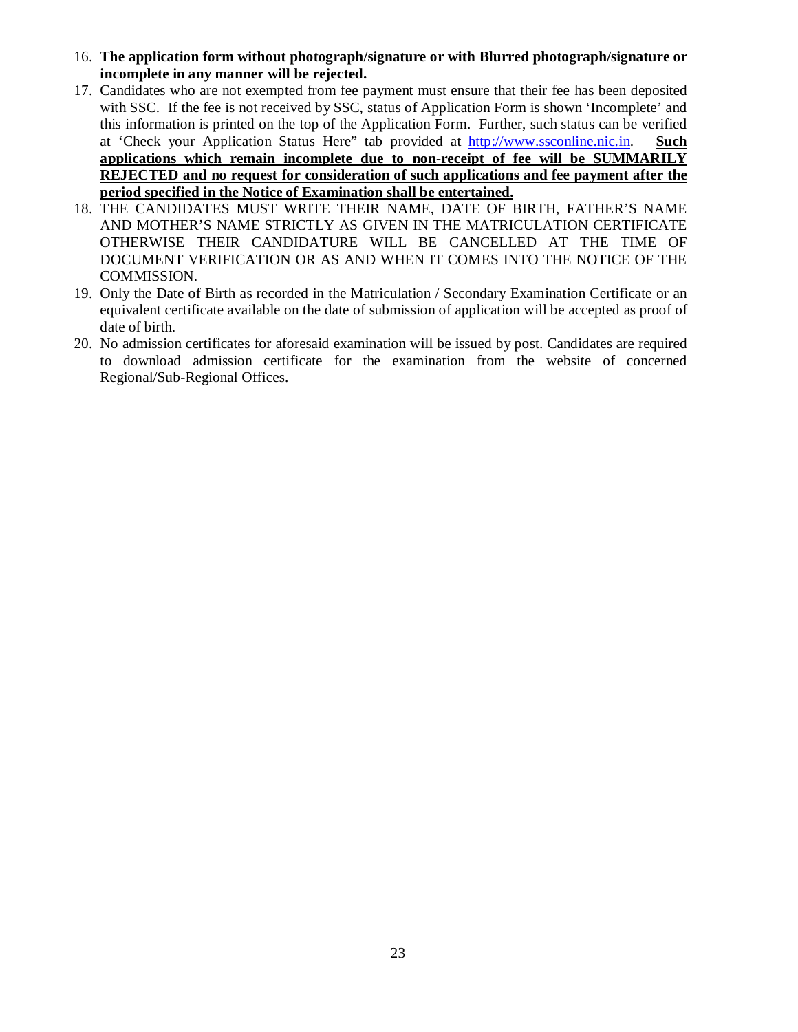16. **The application form without photograph/signature or with Blurred photograph/signature or incomplete in any manner will be rejected.**
17. Candidates who are not exempted from fee payment must ensure that their fee has been deposited with SSC. If the fee is not received by SSC, status of Application Form is shown 'Incomplete' and this information is printed on the top of the Application Form. Further, such status can be verified at 'Check your Application Status Here" tab provided at http://www.ssconline.nic.in. **Such applications which remain incomplete due to non-receipt of fee will be SUMMARILY REJECTED and no request for consideration of such applications and fee payment after the period specified in the Notice of Examination shall be entertained.**
18. THE CANDIDATES MUST WRITE THEIR NAME, DATE OF BIRTH, FATHER'S NAME AND MOTHER'S NAME STRICTLY AS GIVEN IN THE MATRICULATION CERTIFICATE OTHERWISE THEIR CANDIDATURE WILL BE CANCELLED AT THE TIME OF DOCUMENT VERIFICATION OR AS AND WHEN IT COMES INTO THE NOTICE OF THE COMMISSION.
19. Only the Date of Birth as recorded in the Matriculation / Secondary Examination Certificate or an equivalent certificate available on the date of submission of application will be accepted as proof of date of birth.
20. No admission certificates for aforesaid examination will be issued by post. Candidates are required to download admission certificate for the examination from the website of concerned Regional/Sub-Regional Offices.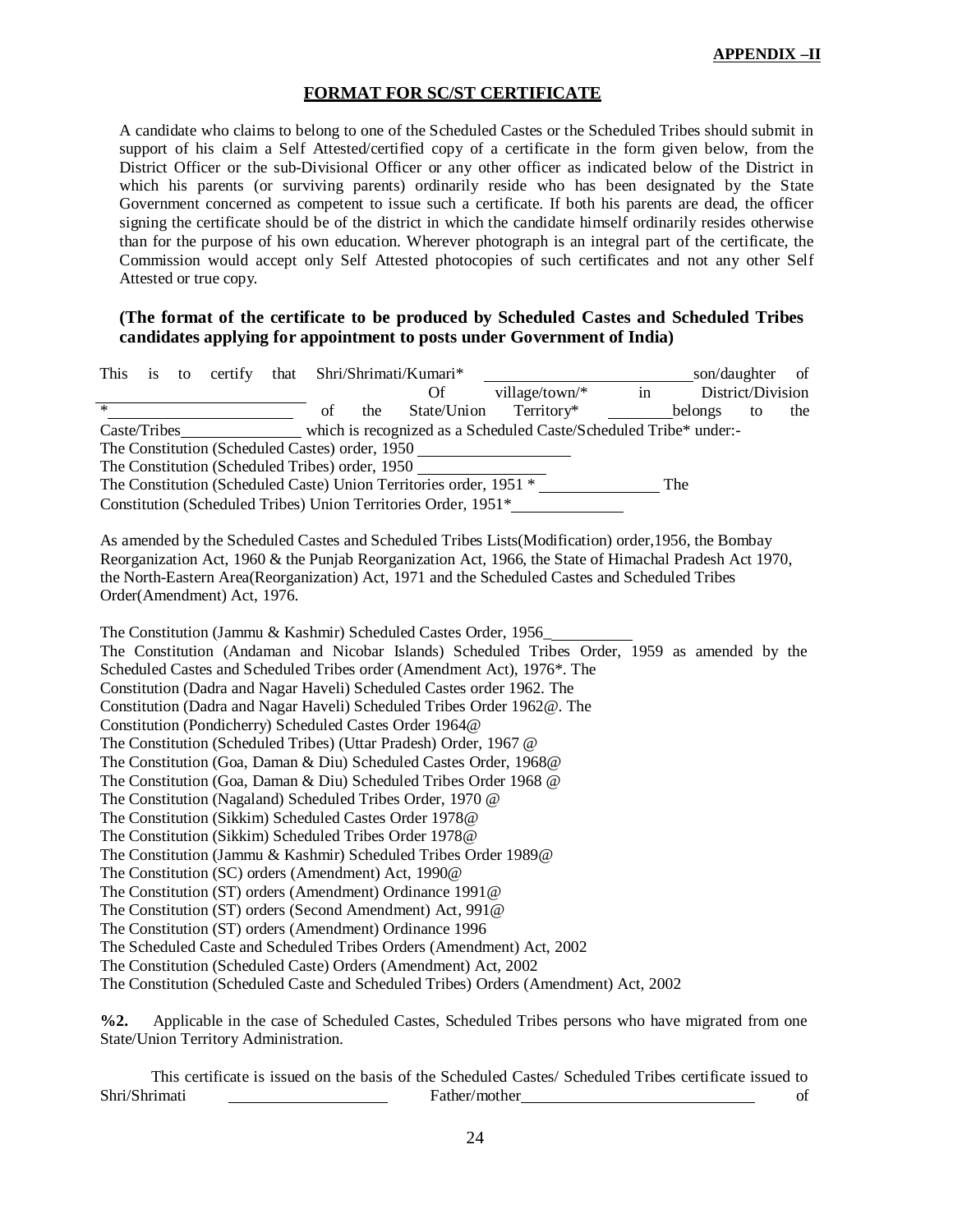**APPENDIX –II**

## FORMAT FOR SC/ST CERTIFICATE

A candidate who claims to belong to one of the Scheduled Castes or the Scheduled Tribes should submit in support of his claim a Self Attested/certified copy of a certificate in the form given below, from the District Officer or the sub-Divisional Officer or any other officer as indicated below of the District in which his parents (or surviving parents) ordinarily reside who has been designated by the State Government concerned as competent to issue such a certificate. If both his parents are dead, the officer signing the certificate should be of the district in which the candidate himself ordinarily resides otherwise than for the purpose of his own education. Wherever photograph is an integral part of the certificate, the Commission would accept only Self Attested photocopies of such certificates and not any other Self Attested or true copy.

**(The format of the certificate to be produced by Scheduled Castes and Scheduled Tribes candidates applying for appointment to posts under Government of India)**

This is to certify that Shri/Shrimati/Kumari* ____________________ son/daughter of ____________________ Of village/town/* in District/Division * ____________________ of the State/Union Territory* ________ belongs to the Caste/Tribes ____________ which is recognized as a Scheduled Caste/Scheduled Tribe* under:-
The Constitution (Scheduled Castes) order, 1950 ______________
The Constitution (Scheduled Tribes) order, 1950 ____________
The Constitution (Scheduled Caste) Union Territories order, 1951 * ____________ The Constitution (Scheduled Tribes) Union Territories Order, 1951* __________

As amended by the Scheduled Castes and Scheduled Tribes Lists(Modification) order,1956, the Bombay Reorganization Act, 1960 & the Punjab Reorganization Act, 1966, the State of Himachal Pradesh Act 1970, the North-Eastern Area(Reorganization) Act, 1971 and the Scheduled Castes and Scheduled Tribes Order(Amendment) Act, 1976.

The Constitution (Jammu & Kashmir) Scheduled Castes Order, 1956_________
The Constitution (Andaman and Nicobar Islands) Scheduled Tribes Order, 1959 as amended by the Scheduled Castes and Scheduled Tribes order (Amendment Act), 1976*. The
Constitution (Dadra and Nagar Haveli) Scheduled Castes order 1962. The
Constitution (Dadra and Nagar Haveli) Scheduled Tribes Order 1962@. The
Constitution (Pondicherry) Scheduled Castes Order 1964@
The Constitution (Scheduled Tribes) (Uttar Pradesh) Order, 1967 @
The Constitution (Goa, Daman & Diu) Scheduled Castes Order, 1968@
The Constitution (Goa, Daman & Diu) Scheduled Tribes Order 1968 @
The Constitution (Nagaland) Scheduled Tribes Order, 1970 @
The Constitution (Sikkim) Scheduled Castes Order 1978@
The Constitution (Sikkim) Scheduled Tribes Order 1978@
The Constitution (Jammu & Kashmir) Scheduled Tribes Order 1989@
The Constitution (SC) orders (Amendment) Act, 1990@
The Constitution (ST) orders (Amendment) Ordinance 1991@
The Constitution (ST) orders (Second Amendment) Act, 991@
The Constitution (ST) orders (Amendment) Ordinance 1996
The Scheduled Caste and Scheduled Tribes Orders (Amendment) Act, 2002
The Constitution (Scheduled Caste) Orders (Amendment) Act, 2002
The Constitution (Scheduled Caste and Scheduled Tribes) Orders (Amendment) Act, 2002

**%2.** Applicable in the case of Scheduled Castes, Scheduled Tribes persons who have migrated from one State/Union Territory Administration.

This certificate is issued on the basis of the Scheduled Castes/ Scheduled Tribes certificate issued to Shri/Shrimati ________________ Father/mother ________________________ of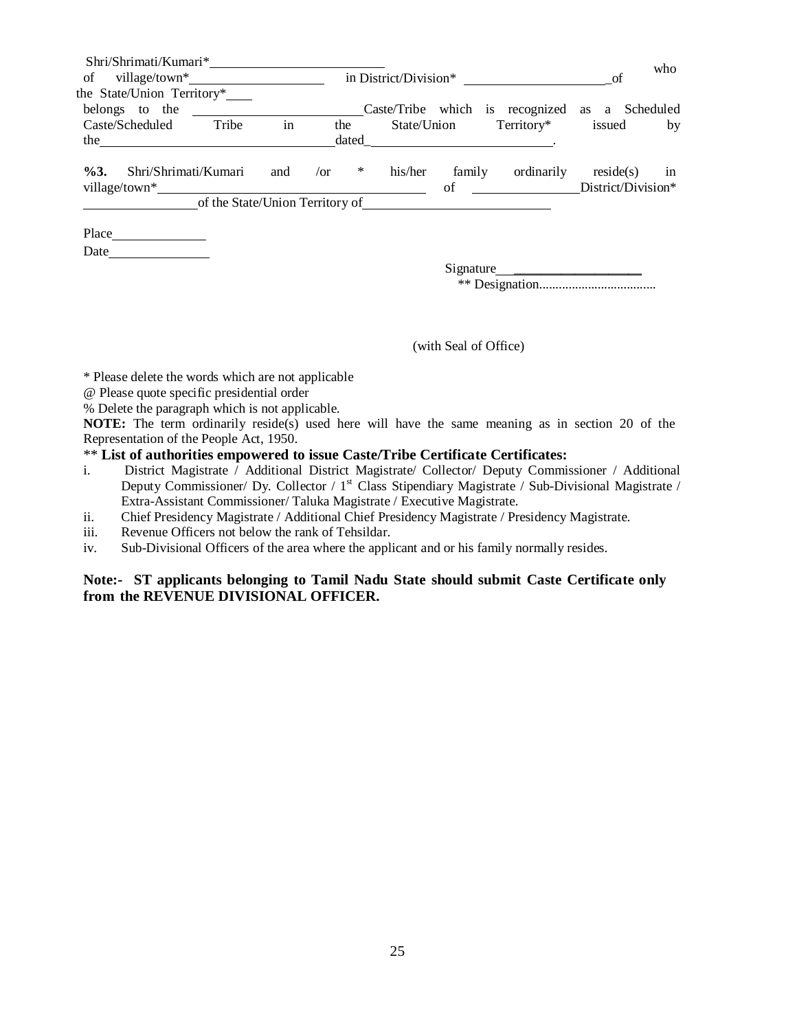Shri/Shrimati/Kumari*\_\_\_\_\_\_\_\_\_\_\_\_\_\_\_\_\_\_\_\_\_\_\_\_\_\_ who of village/town*\_\_\_\_\_\_\_\_\_\_\_\_\_\_\_\_\_\_\_\_ in District/Division* \_\_\_\_\_\_\_\_\_\_\_\_\_\_\_\_\_\_\_\_\_\_ of the State/Union Territory*\_\_\_\_ belongs to the \_\_\_\_\_\_\_\_\_\_\_\_\_\_\_\_\_\_\_\_\_\_\_\_\_\_ Caste/Tribe which is recognized as a Scheduled Caste/Scheduled Tribe in the State/Union Territory* issued by the\_\_\_\_\_\_\_\_\_\_\_\_\_\_\_\_\_\_\_\_\_\_\_\_\_\_\_\_\_\_\_\_\_\_\_\_\_ dated\_\_\_\_\_\_\_\_\_\_\_\_\_\_\_\_\_\_\_\_\_\_\_\_\_\_\_\_\_\_.

**%3.** Shri/Shrimati/Kumari and /or * his/her family ordinarily reside(s) in village/town*\_\_\_\_\_\_\_\_\_\_\_\_\_\_\_\_\_\_\_\_\_\_\_\_\_\_\_\_\_\_\_\_\_\_\_\_\_\_\_\_ of \_\_\_\_\_\_\_\_\_\_\_\_\_\_\_\_\_\_ District/Division* \_\_\_\_\_\_\_\_\_\_\_\_\_\_\_\_\_\_ of the State/Union Territory of\_\_\_\_\_\_\_\_\_\_\_\_\_\_\_\_\_\_\_\_\_\_\_\_\_\_\_\_\_\_

Place\_\_\_\_\_\_\_\_\_\_\_\_\_\_\_

Date\_\_\_\_\_\_\_\_\_\_\_\_\_\_\_\_

Signature\_\_\_\_\_\_\_\_\_\_\_\_\_\_\_\_\_\_\_\_\_\_

** Designation....................................

(with Seal of Office)

* Please delete the words which are not applicable

@ Please quote specific presidential order

% Delete the paragraph which is not applicable.

**NOTE:** The term ordinarily reside(s) used here will have the same meaning as in section 20 of the Representation of the People Act, 1950.

** **List of authorities empowered to issue Caste/Tribe Certificate Certificates:**

i. District Magistrate / Additional District Magistrate/ Collector/ Deputy Commissioner / Additional Deputy Commissioner/ Dy. Collector / 1st Class Stipendiary Magistrate / Sub-Divisional Magistrate / Extra-Assistant Commissioner/ Taluka Magistrate / Executive Magistrate.

ii. Chief Presidency Magistrate / Additional Chief Presidency Magistrate / Presidency Magistrate.

iii. Revenue Officers not below the rank of Tehsildar.

iv. Sub-Divisional Officers of the area where the applicant and or his family normally resides.

**Note:- ST applicants belonging to Tamil Nadu State should submit Caste Certificate only from the REVENUE DIVISIONAL OFFICER.**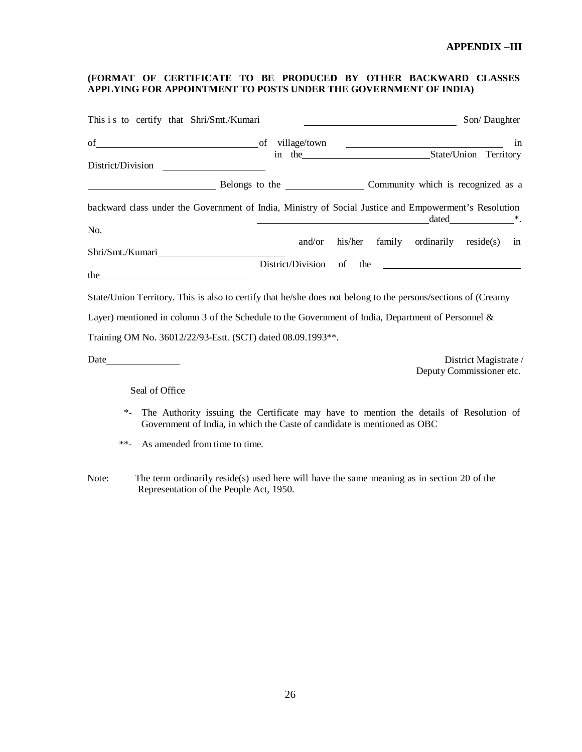**APPENDIX –III**

**(FORMAT OF CERTIFICATE TO BE PRODUCED BY OTHER BACKWARD CLASSES APPLYING FOR APPOINTMENT TO POSTS UNDER THE GOVERNMENT OF INDIA)**

This is to certify that Shri/Smt./Kumari ______________________ Son/ Daughter of ______________________ of village/town ______________________ in District/Division ______________ in the ______________________ State/Union Territory ______________________ Belongs to the ______________ Community which is recognized as a backward class under the Government of India, Ministry of Social Justice and Empowerment's Resolution No. ______________________ dated ____________*. Shri/Smt./Kumari ______________________ and/or his/her family ordinarily reside(s) in the ______________________ District/Division of the ______________________ State/Union Territory. This is also to certify that he/she does not belong to the persons/sections of (Creamy Layer) mentioned in column 3 of the Schedule to the Government of India, Department of Personnel & Training OM No. 36012/22/93-Estt. (SCT) dated 08.09.1993**.

Date______________

District Magistrate /
Deputy Commissioner etc.

Seal of Office

*- The Authority issuing the Certificate may have to mention the details of Resolution of Government of India, in which the Caste of candidate is mentioned as OBC

**- As amended from time to time.

Note: The term ordinarily reside(s) used here will have the same meaning as in section 20 of the Representation of the People Act, 1950.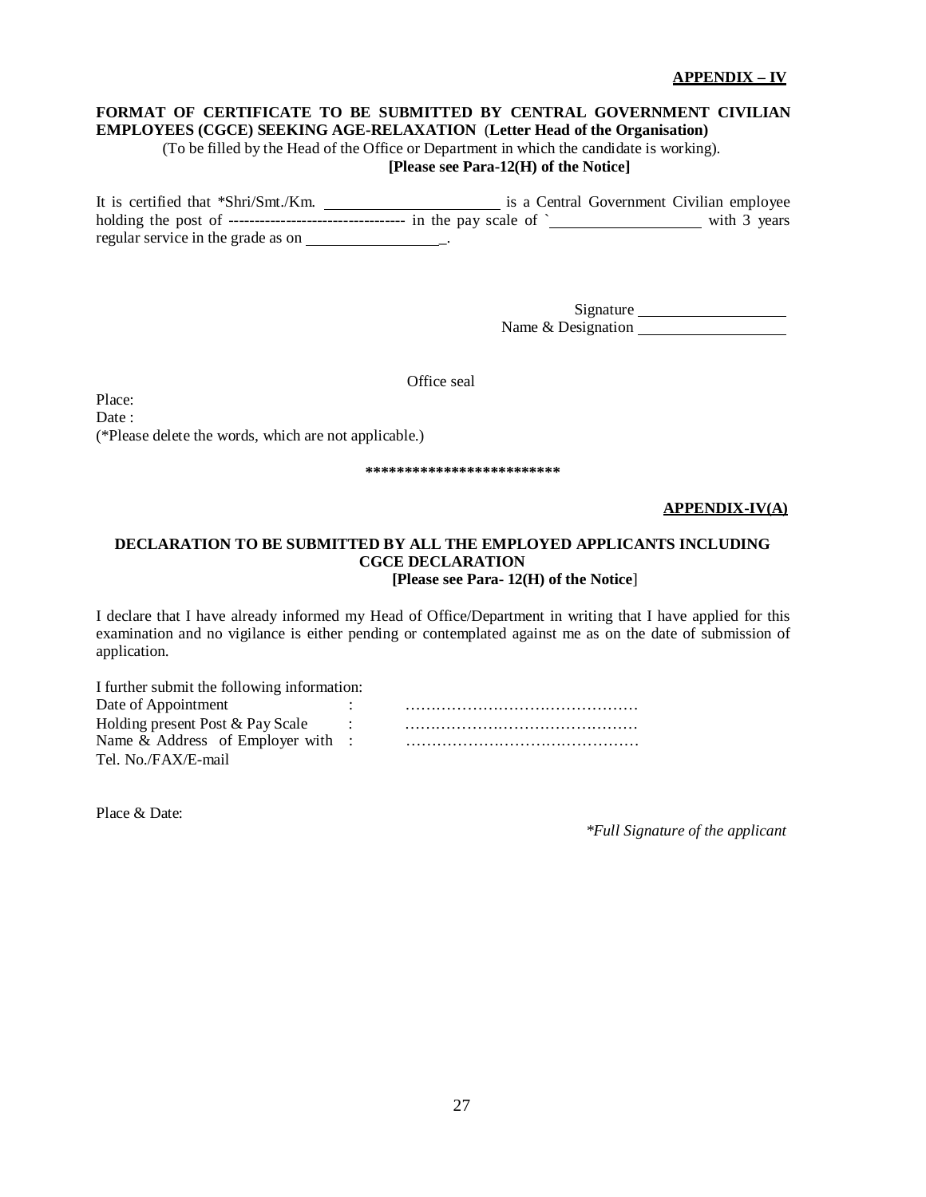**APPENDIX – IV**

**FORMAT OF CERTIFICATE TO BE SUBMITTED BY CENTRAL GOVERNMENT CIVILIAN EMPLOYEES (CGCE) SEEKING AGE-RELAXATION** (**Letter Head of the Organisation)**

(To be filled by the Head of the Office or Department in which the candidate is working).

**[Please see Para-12(H) of the Notice]**

It is certified that *Shri/Smt./Km. ______________________ is a Central Government Civilian employee holding the post of ---------------------------------- in the pay scale of ` ____________________ with 3 years regular service in the grade as on __________________.

Signature ____________________

Name & Designation ____________________

Office seal

Place:

Date :

(*Please delete the words, which are not applicable.)

*************************

**APPENDIX-IV(A)**

**DECLARATION TO BE SUBMITTED BY ALL THE EMPLOYED APPLICANTS INCLUDING CGCE DECLARATION**

**[Please see Para- 12(H) of the Notice**]

I declare that I have already informed my Head of Office/Department in writing that I have applied for this examination and no vigilance is either pending or contemplated against me as on the date of submission of application.

I further submit the following information:

Date of Appointment : ………………………………………

Holding present Post & Pay Scale : ………………………………………

Name & Address of Employer with : ………………………………………

Tel. No./FAX/E-mail

Place & Date:

*\*Full Signature of the applicant*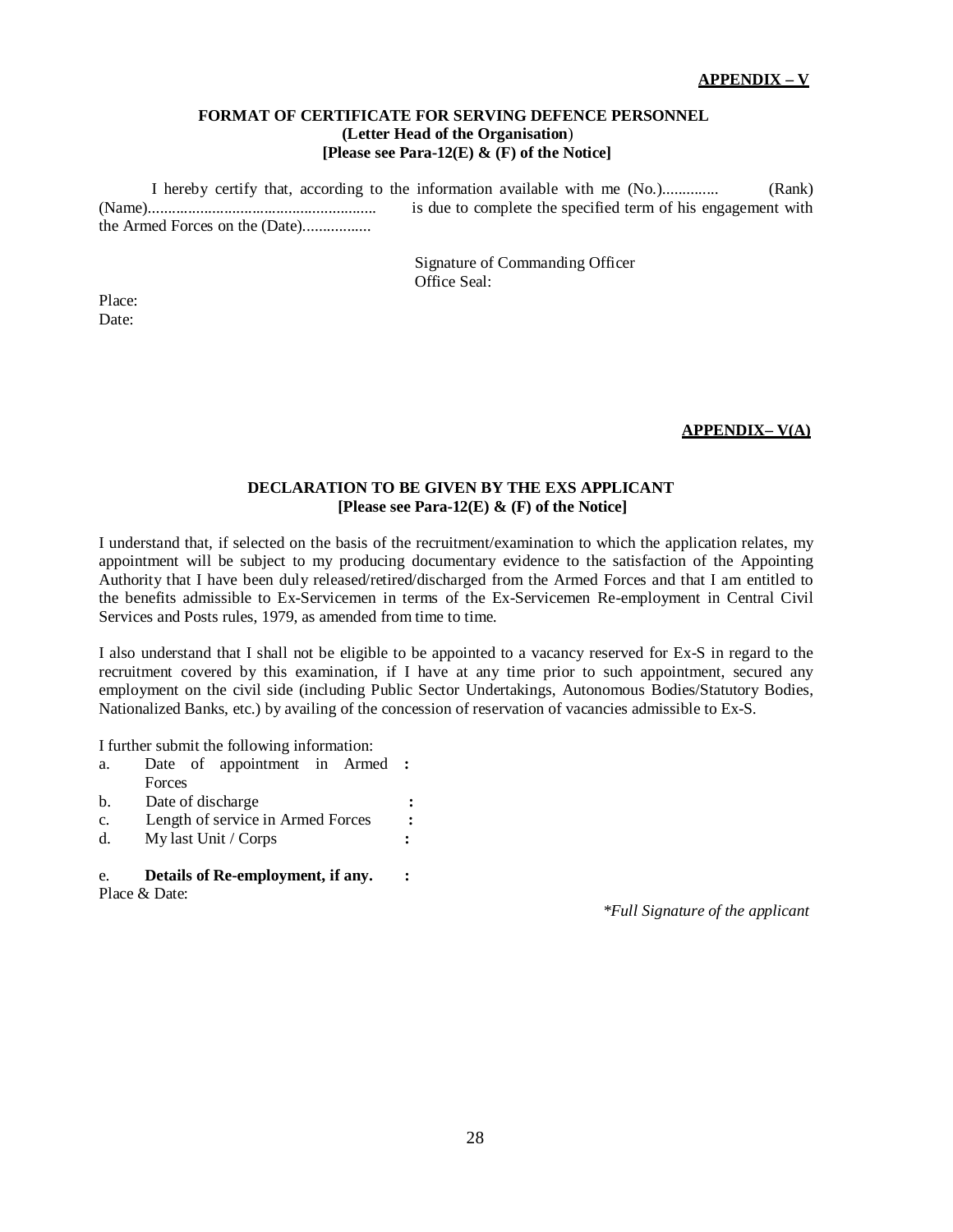**APPENDIX – V**

**FORMAT OF CERTIFICATE FOR SERVING DEFENCE PERSONNEL**
**(Letter Head of the Organisation)**
**[Please see Para-12(E) & (F) of the Notice]**

I hereby certify that, according to the information available with me (No.).............. (Rank) (Name)......................................................... is due to complete the specified term of his engagement with the Armed Forces on the (Date).................

Signature of Commanding Officer
Office Seal:

Place:
Date:

**APPENDIX– V(A)**

**DECLARATION TO BE GIVEN BY THE EXS APPLICANT**
**[Please see Para-12(E) & (F) of the Notice]**

I understand that, if selected on the basis of the recruitment/examination to which the application relates, my appointment will be subject to my producing documentary evidence to the satisfaction of the Appointing Authority that I have been duly released/retired/discharged from the Armed Forces and that I am entitled to the benefits admissible to Ex-Servicemen in terms of the Ex-Servicemen Re-employment in Central Civil Services and Posts rules, 1979, as amended from time to time.

I also understand that I shall not be eligible to be appointed to a vacancy reserved for Ex-S in regard to the recruitment covered by this examination, if I have at any time prior to such appointment, secured any employment on the civil side (including Public Sector Undertakings, Autonomous Bodies/Statutory Bodies, Nationalized Banks, etc.) by availing of the concession of reservation of vacancies admissible to Ex-S.

I further submit the following information:

a. Date of appointment in Armed Forces :
b. Date of discharge :
c. Length of service in Armed Forces :
d. My last Unit / Corps :

e. **Details of Re-employment, if any.** :

Place & Date:

*\*Full Signature of the applicant*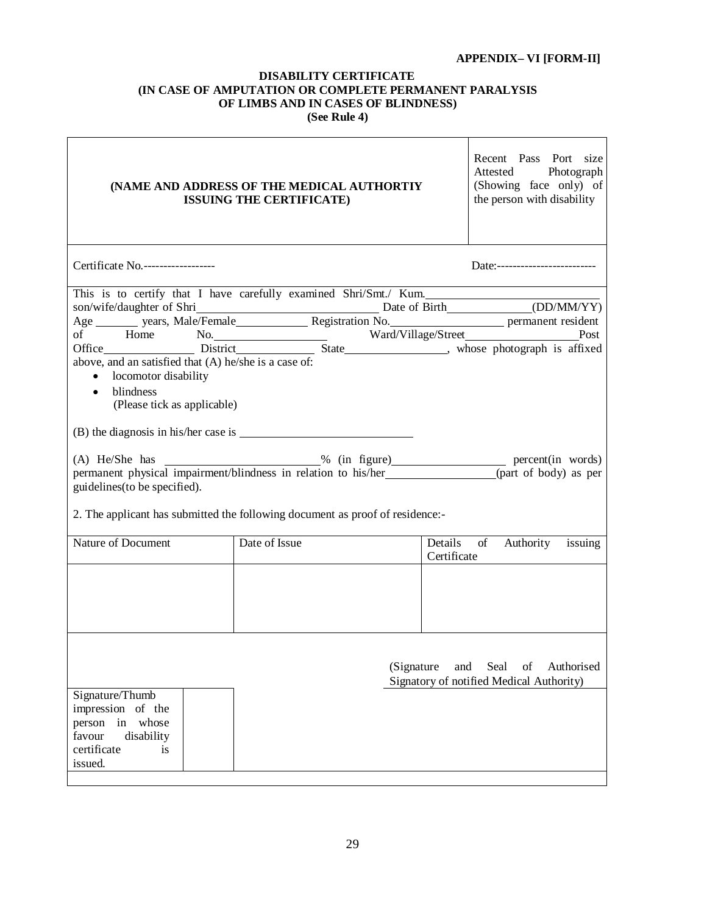**APPENDIX– VI [FORM-II]**

# DISABILITY CERTIFICATE
## (IN CASE OF AMPUTATION OR COMPLETE PERMANENT PARALYSIS OF LIMBS AND IN CASES OF BLINDNESS)
**(See Rule 4)**

| **(NAME AND ADDRESS OF THE MEDICAL AUTHORTIY ISSUING THE CERTIFICATE)** | Recent Pass Port size Attested Photograph (Showing face only) of the person with disability |
|---|---|

Certificate No.------------------ Date:-------------------------

This is to certify that I have carefully examined Shri/Smt./ Kum.\_\_\_\_\_\_\_\_\_\_\_\_\_\_\_\_\_\_\_\_ son/wife/daughter of Shri\_\_\_\_\_\_\_\_\_\_\_\_\_\_\_\_\_\_\_\_ Date of Birth\_\_\_\_\_\_\_\_\_\_(DD/MM/YY) Age \_\_\_\_\_\_ years, Male/Female\_\_\_\_\_\_\_\_\_\_ Registration No.\_\_\_\_\_\_\_\_\_\_\_\_\_\_ permanent resident of Home No.\_\_\_\_\_\_\_\_\_\_\_\_\_\_ Ward/Village/Street\_\_\_\_\_\_\_\_\_\_\_\_\_\_ Post Office\_\_\_\_\_\_\_\_\_\_\_\_ District\_\_\_\_\_\_\_\_\_\_\_\_ State\_\_\_\_\_\_\_\_\_\_\_\_\_\_, whose photograph is affixed above, and an satisfied that (A) he/she is a case of:

- locomotor disability
- blindness
  (Please tick as applicable)

(B) the diagnosis in his/her case is \_\_\_\_\_\_\_\_\_\_\_\_\_\_\_\_\_\_\_\_\_\_\_\_

(A) He/She has \_\_\_\_\_\_\_\_\_\_\_\_\_\_\_\_\_\_\_\_% (in figure)\_\_\_\_\_\_\_\_\_\_\_\_\_\_\_\_ percent(in words) permanent physical impairment/blindness in relation to his/her\_\_\_\_\_\_\_\_\_\_\_\_\_\_\_\_(part of body) as per guidelines(to be specified).

2. The applicant has submitted the following document as proof of residence:-

| Nature of Document | Date of Issue | Details of Authority issuing Certificate |
|---|---|---|
| | | |

(Signature and Seal of Authorised Signatory of notified Medical Authority)

| Signature/Thumb impression of the person in whose favour disability certificate is issued. | |
|---|---|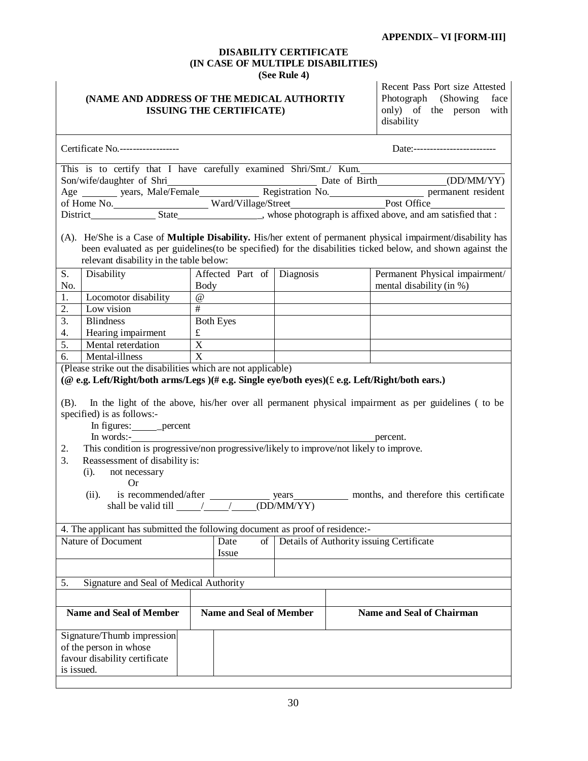**APPENDIX– VI [FORM-III]**

## DISABILITY CERTIFICATE
## (IN CASE OF MULTIPLE DISABILITIES)
**(See Rule 4)**

**(NAME AND ADDRESS OF THE MEDICAL AUTHORTIY ISSUING THE CERTIFICATE)**

Recent Pass Port size Attested Photograph (Showing face only) of the person with disability

Certificate No.------------------ Date:-------------------------

This is to certify that I have carefully examined Shri/Smt./ Kum.________________________
Son/wife/daughter of Shri____________________________ Date of Birth______________(DD/MM/YY)
Age _______ years, Male/Female____________ Registration No.__________________ permanent resident of Home No.__________________ Ward/Village/Street__________________ Post Office______________
District_____________ State________________, whose photograph is affixed above, and am satisfied that :

(A). He/She is a Case of **Multiple Disability.** His/her extent of permanent physical impairment/disability has been evaluated as per guidelines(to be specified) for the disabilities ticked below, and shown against the relevant disability in the table below:

| S. No. | Disability | Affected Part of Body | Diagnosis | Permanent Physical impairment/ mental disability (in %) |
|---|---|---|---|---|
| 1. | Locomotor disability | @ | | |
| 2. | Low vision | # | | |
| 3. | Blindness | Both Eyes | | |
| 4. | Hearing impairment | £ | | |
| 5. | Mental reterdation | X | | |
| 6. | Mental-illness | X | | |

(Please strike out the disabilities which are not applicable)
**(@ e.g. Left/Right/both arms/Legs )(# e.g. Single eye/both eyes)(£ e.g. Left/Right/both ears.)**

(B). In the light of the above, his/her over all permanent physical impairment as per guidelines ( to be specified) is as follows:-

In figures:______percent
In words:-_______________________________________________percent.

2. This condition is progressive/non progressive/likely to improve/not likely to improve.
3. Reassessment of disability is:
   (i). not necessary
   Or
   (ii). is recommended/after ___________ years__________ months, and therefore this certificate shall be valid till _____/_____/_____(DD/MM/YY)

4. The applicant has submitted the following document as proof of residence:-

| Nature of Document | Date of Issue | Details of Authority issuing Certificate |
|---|---|---|
| | | |

5. Signature and Seal of Medical Authority

| | | |
|---|---|---|
| **Name and Seal of Member** | **Name and Seal of Member** | **Name and Seal of Chairman** |

| Signature/Thumb impression of the person in whose favour disability certificate is issued. | | |
|---|---|---|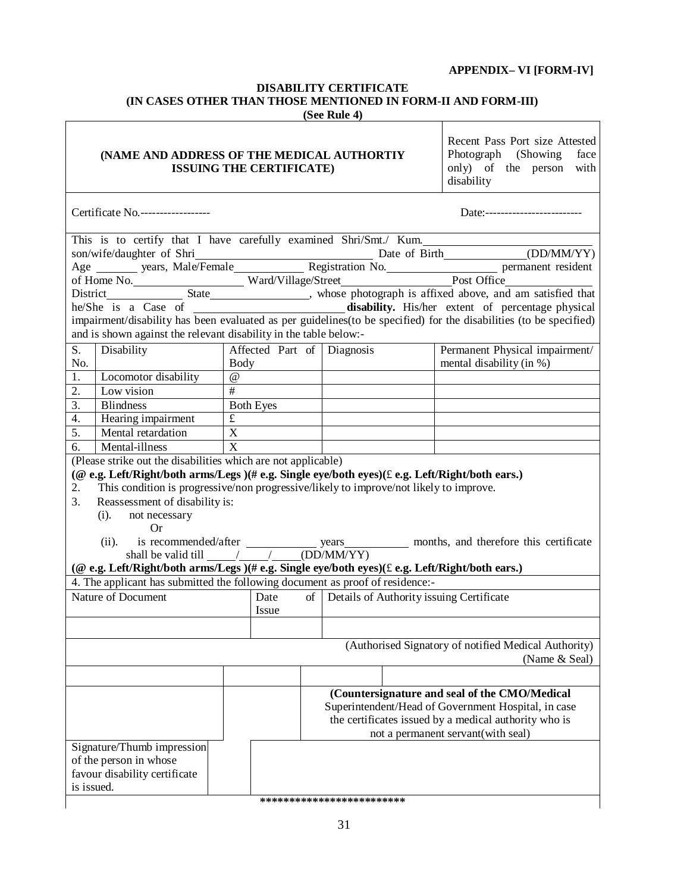**APPENDIX– VI [FORM-IV]**

## DISABILITY CERTIFICATE
## (IN CASES OTHER THAN THOSE MENTIONED IN FORM-II AND FORM-III)
**(See Rule 4)**

| **(NAME AND ADDRESS OF THE MEDICAL AUTHORTIY ISSUING THE CERTIFICATE)** | Recent Pass Port size Attested Photograph (Showing face only) of the person with disability |
|---|---|

Certificate No.------------------ Date:-------------------------

This is to certify that I have carefully examined Shri/Smt./ Kum.________________________ son/wife/daughter of Shri____________________________ Date of Birth______________(DD/MM/YY) Age _______ years, Male/Female____________ Registration No.__________________ permanent resident of Home No.__________________ Ward/Village/Street__________________Post Office______________ District_____________ State________________, whose photograph is affixed above, and am satisfied that he/She is a Case of ________________________ **disability.** His/her extent of percentage physical impairment/disability has been evaluated as per guidelines(to be specified) for the disabilities (to be specified) and is shown against the relevant disability in the table below:-

| S. No. | Disability | Affected Part of Body | Diagnosis | Permanent Physical impairment/ mental disability (in %) |
|---|---|---|---|---|
| 1. | Locomotor disability | @ | | |
| 2. | Low vision | # | | |
| 3. | Blindness | Both Eyes | | |
| 4. | Hearing impairment | £ | | |
| 5. | Mental retardation | X | | |
| 6. | Mental-illness | X | | |

(Please strike out the disabilities which are not applicable)

**(@ e.g. Left/Right/both arms/Legs )(# e.g. Single eye/both eyes)(£ e.g. Left/Right/both ears.)**

2. This condition is progressive/non progressive/likely to improve/not likely to improve.
3. Reassessment of disability is:
   (i). not necessary
   Or
   (ii). is recommended/after ___________ years__________ months, and therefore this certificate shall be valid till _____/_____/_____(DD/MM/YY)

**(@ e.g. Left/Right/both arms/Legs )(# e.g. Single eye/both eyes)(£ e.g. Left/Right/both ears.)**

4. The applicant has submitted the following document as proof of residence:-

| Nature of Document | Date of Issue | Details of Authority issuing Certificate |
|---|---|---|
| | | |

(Authorised Signatory of notified Medical Authority)
(Name & Seal)

**(Countersignature and seal of the CMO/Medical** Superintendent/Head of Government Hospital, in case the certificates issued by a medical authority who is not a permanent servant(with seal)

Signature/Thumb impression of the person in whose favour disability certificate is issued.

************************